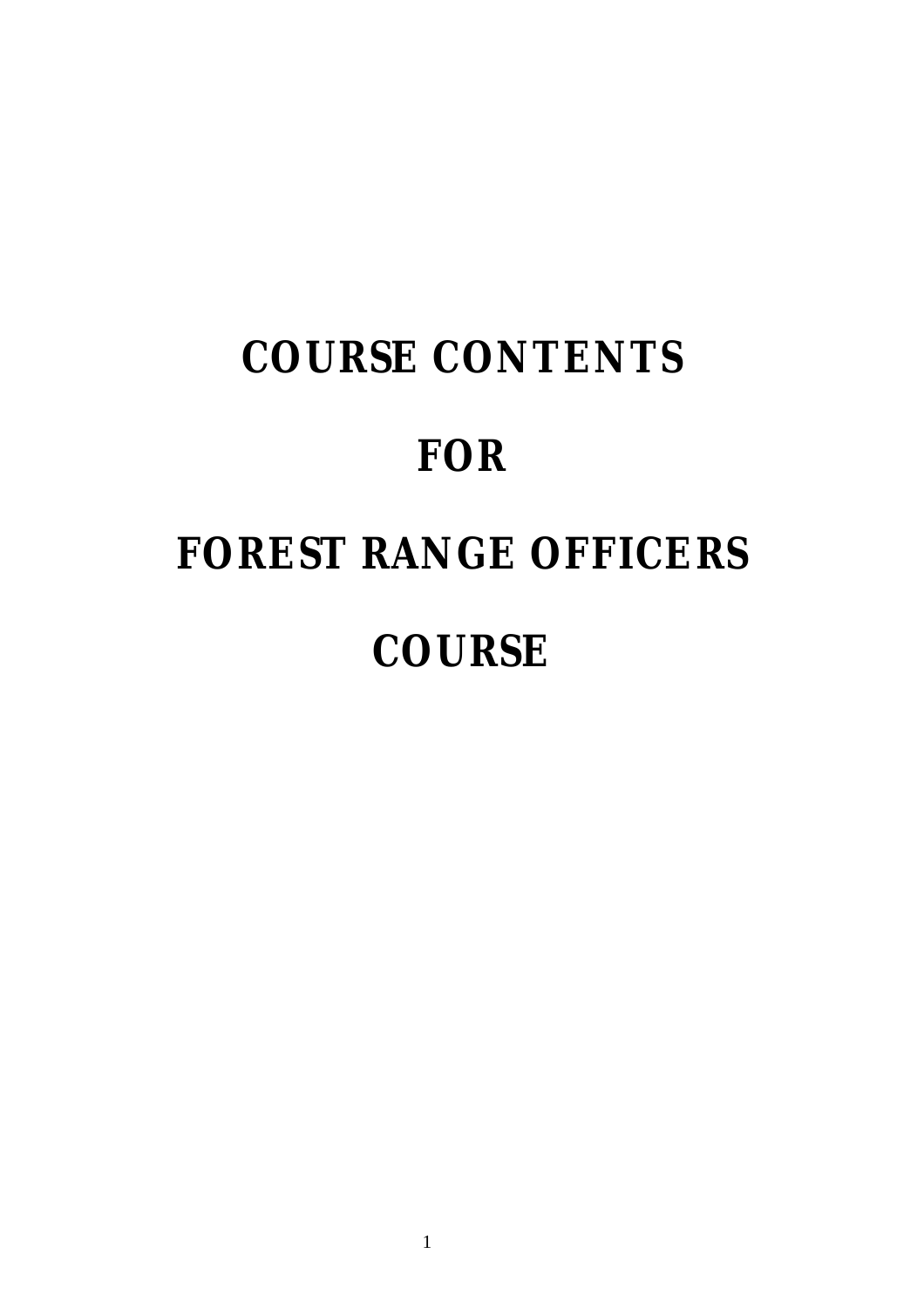# COURSE CONTENTS

# FOR

# FOREST RANGE OFFICERS

# COURSE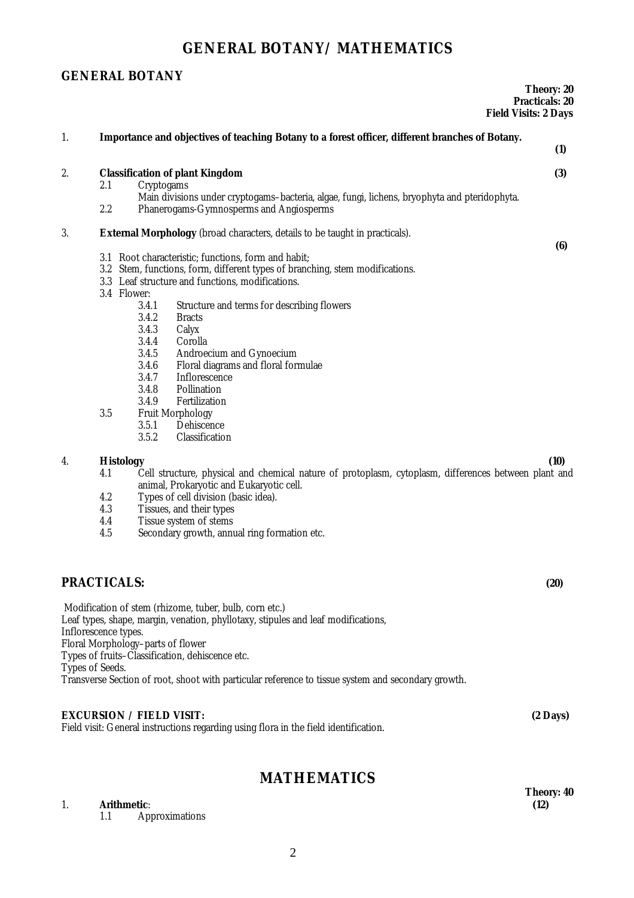# GENERAL BOTANY/ MATHEMATICS

## GENERAL BOTANY

**Theory: 20**
**Practicals: 20**
**Field Visits: 2 Days**

1. **Importance and objectives of teaching Botany to a forest officer, different branches of Botany.** **(1)**

2. **Classification of plant Kingdom** **(3)**
   - 2.1 Cryptogams
     Main divisions under cryptogams–bacteria, algae, fungi, lichens, bryophyta and pteridophyta.
   - 2.2 Phanerogams-Gymnosperms and Angiosperms

3. **External Morphology** (broad characters, details to be taught in practicals). **(6)**
   - 3.1 Root characteristic; functions, form and habit;
   - 3.2 Stem, functions, form, different types of branching, stem modifications.
   - 3.3 Leaf structure and functions, modifications.
   - 3.4 Flower:
     - 3.4.1 Structure and terms for describing flowers
     - 3.4.2 Bracts
     - 3.4.3 Calyx
     - 3.4.4 Corolla
     - 3.4.5 Androecium and Gynoecium
     - 3.4.6 Floral diagrams and floral formulae
     - 3.4.7 Inflorescence
     - 3.4.8 Pollination
     - 3.4.9 Fertilization
   - 3.5 Fruit Morphology
     - 3.5.1 Dehiscence
     - 3.5.2 Classification

4. **Histology** **(10)**
   - 4.1 Cell structure, physical and chemical nature of protoplasm, cytoplasm, differences between plant and animal, Prokaryotic and Eukaryotic cell.
   - 4.2 Types of cell division (basic idea).
   - 4.3 Tissues, and their types
   - 4.4 Tissue system of stems
   - 4.5 Secondary growth, annual ring formation etc.

## PRACTICALS: (20)

Modification of stem (rhizome, tuber, bulb, corn etc.)
Leaf types, shape, margin, venation, phyllotaxy, stipules and leaf modifications,
Inflorescence types.
Floral Morphology–parts of flower
Types of fruits–Classification, dehiscence etc.
Types of Seeds.
Transverse Section of root, shoot with particular reference to tissue system and secondary growth.

**EXCURSION / FIELD VISIT: (2 Days)**
Field visit: General instructions regarding using flora in the field identification.

# MATHEMATICS

**Theory: 40**

1. **Arithmetic**: **(12)**
   - 1.1 Approximations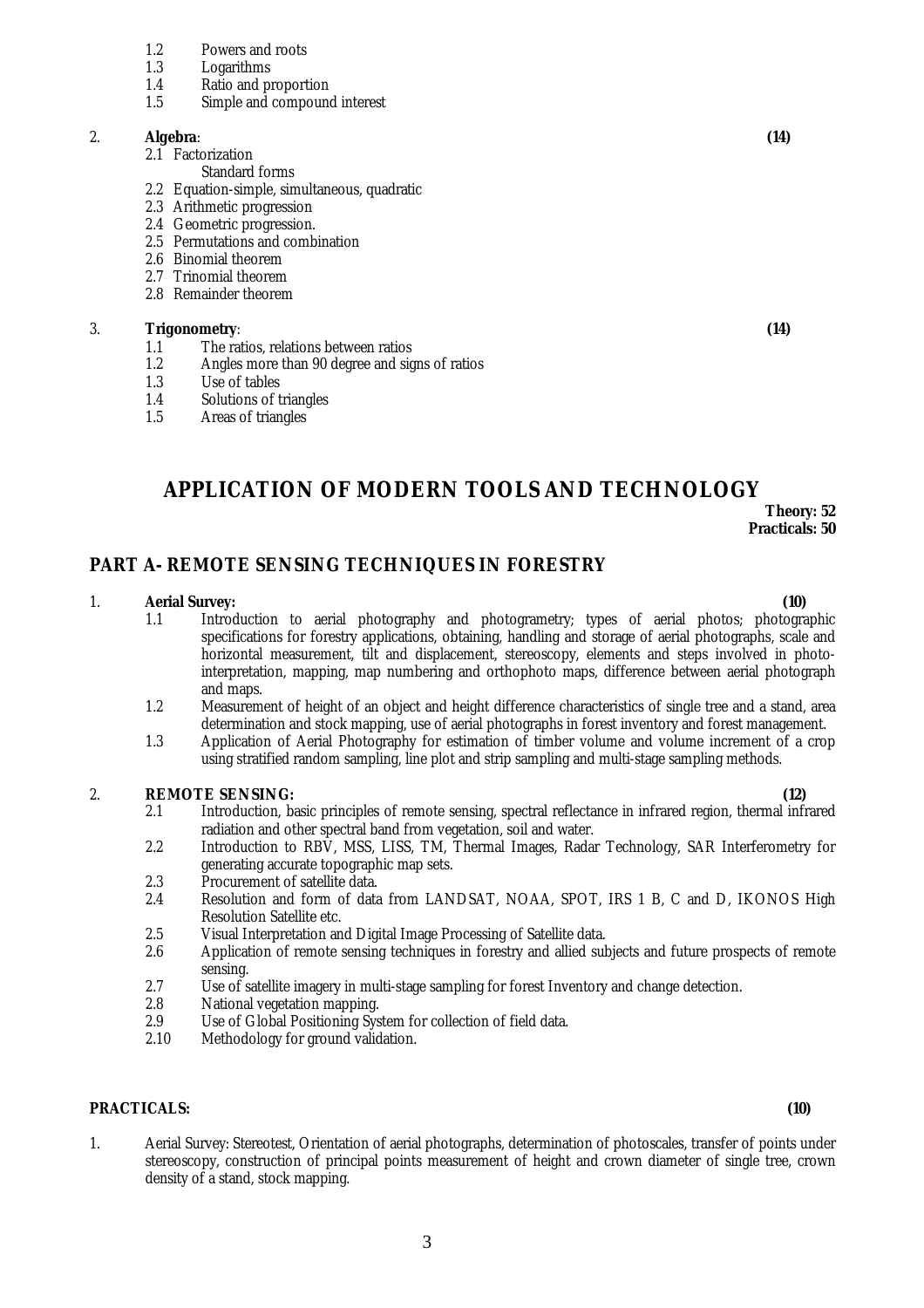1.2 Powers and roots
1.3 Logarithms
1.4 Ratio and proportion
1.5 Simple and compound interest

2. **Algebra**: **(14)**
   - 2.1 Factorization
     Standard forms
   - 2.2 Equation-simple, simultaneous, quadratic
   - 2.3 Arithmetic progression
   - 2.4 Geometric progression.
   - 2.5 Permutations and combination
   - 2.6 Binomial theorem
   - 2.7 Trinomial theorem
   - 2.8 Remainder theorem

3. **Trigonometry**: **(14)**
   - 1.1 The ratios, relations between ratios
   - 1.2 Angles more than 90 degree and signs of ratios
   - 1.3 Use of tables
   - 1.4 Solutions of triangles
   - 1.5 Areas of triangles

# APPLICATION OF MODERN TOOLS AND TECHNOLOGY

**Theory: 52**
**Practicals: 50**

## PART A- REMOTE SENSING TECHNIQUES IN FORESTRY

1. **Aerial Survey:** **(10)**
   - 1.1 Introduction to aerial photography and photogrametry; types of aerial photos; photographic specifications for forestry applications, obtaining, handling and storage of aerial photographs, scale and horizontal measurement, tilt and displacement, stereoscopy, elements and steps involved in photo-interpretation, mapping, map numbering and orthophoto maps, difference between aerial photograph and maps.
   - 1.2 Measurement of height of an object and height difference characteristics of single tree and a stand, area determination and stock mapping, use of aerial photographs in forest inventory and forest management.
   - 1.3 Application of Aerial Photography for estimation of timber volume and volume increment of a crop using stratified random sampling, line plot and strip sampling and multi-stage sampling methods.

2. **REMOTE SENSING:** **(12)**
   - 2.1 Introduction, basic principles of remote sensing, spectral reflectance in infrared region, thermal infrared radiation and other spectral band from vegetation, soil and water.
   - 2.2 Introduction to RBV, MSS, LISS, TM, Thermal Images, Radar Technology, SAR Interferometry for generating accurate topographic map sets.
   - 2.3 Procurement of satellite data.
   - 2.4 Resolution and form of data from LANDSAT, NOAA, SPOT, IRS 1 B, C and D, IKONOS High Resolution Satellite etc.
   - 2.5 Visual Interpretation and Digital Image Processing of Satellite data.
   - 2.6 Application of remote sensing techniques in forestry and allied subjects and future prospects of remote sensing.
   - 2.7 Use of satellite imagery in multi-stage sampling for forest Inventory and change detection.
   - 2.8 National vegetation mapping.
   - 2.9 Use of Global Positioning System for collection of field data.
   - 2.10 Methodology for ground validation.

**PRACTICALS:** **(10)**

1. Aerial Survey: Stereotest, Orientation of aerial photographs, determination of photoscales, transfer of points under stereoscopy, construction of principal points measurement of height and crown diameter of single tree, crown density of a stand, stock mapping.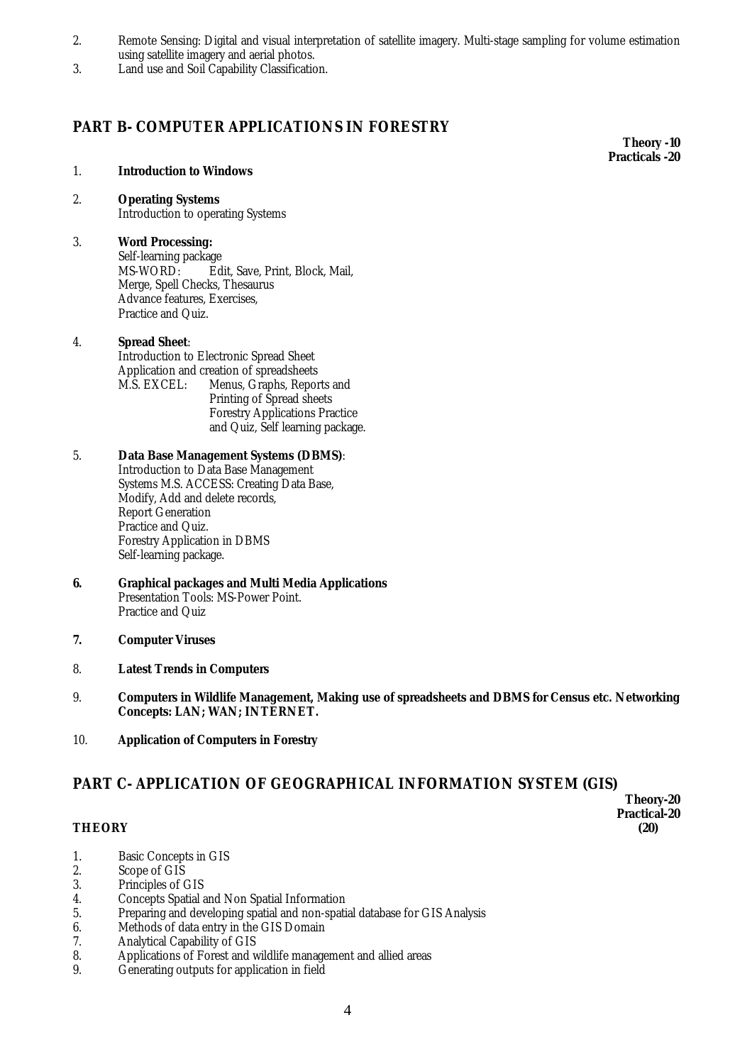2. Remote Sensing: Digital and visual interpretation of satellite imagery. Multi-stage sampling for volume estimation using satellite imagery and aerial photos.
3. Land use and Soil Capability Classification.

## PART B- COMPUTER APPLICATIONS IN FORESTRY

**Theory -10**
**Practicals -20**

1. **Introduction to Windows**

2. **Operating Systems**
   Introduction to operating Systems

3. **Word Processing:**
   Self-learning package
   MS-WORD: Edit, Save, Print, Block, Mail, Merge, Spell Checks, Thesaurus
   Advance features, Exercises,
   Practice and Quiz.

4. **Spread Sheet**:
   Introduction to Electronic Spread Sheet
   Application and creation of spreadsheets
   M.S. EXCEL: Menus, Graphs, Reports and Printing of Spread sheets
   Forestry Applications Practice and Quiz, Self learning package.

5. **Data Base Management Systems (DBMS)**:
   Introduction to Data Base Management Systems M.S. ACCESS: Creating Data Base,
   Modify, Add and delete records,
   Report Generation
   Practice and Quiz.
   Forestry Application in DBMS
   Self-learning package.

6. **Graphical packages and Multi Media Applications**
   Presentation Tools: MS-Power Point.
   Practice and Quiz

7. **Computer Viruses**

8. **Latest Trends in Computers**

9. **Computers in Wildlife Management, Making use of spreadsheets and DBMS for Census etc. Networking Concepts: LAN; WAN; INTERNET.**

10. **Application of Computers in Forestry**

## PART C- APPLICATION OF GEOGRAPHICAL INFORMATION SYSTEM (GIS)

**Theory-20**
**Practical-20**

**THEORY** **(20)**

1. Basic Concepts in GIS
2. Scope of GIS
3. Principles of GIS
4. Concepts Spatial and Non Spatial Information
5. Preparing and developing spatial and non-spatial database for GIS Analysis
6. Methods of data entry in the GIS Domain
7. Analytical Capability of GIS
8. Applications of Forest and wildlife management and allied areas
9. Generating outputs for application in field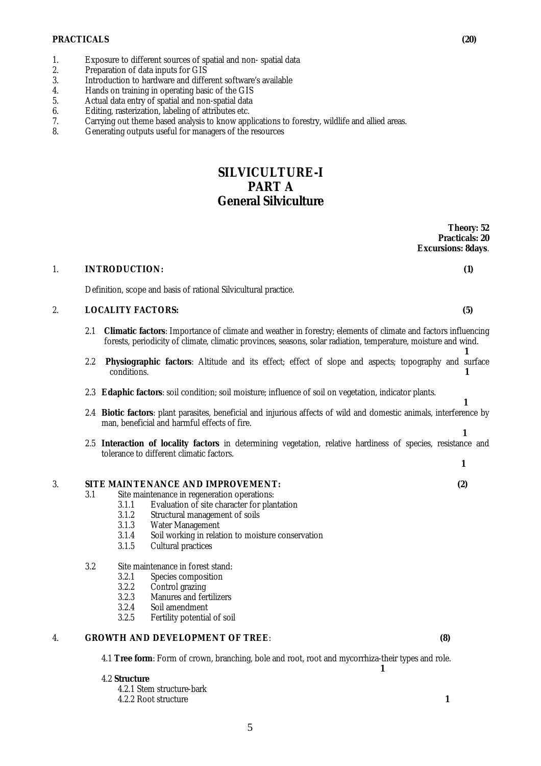**PRACTICALS** **(20)**

1. Exposure to different sources of spatial and non- spatial data
2. Preparation of data inputs for GIS
3. Introduction to hardware and different software's available
4. Hands on training in operating basic of the GIS
5. Actual data entry of spatial and non-spatial data
6. Editing, rasterization, labeling of attributes etc.
7. Carrying out theme based analysis to know applications to forestry, wildlife and allied areas.
8. Generating outputs useful for managers of the resources

# SILVICULTURE-I
## PART A
## General Silviculture

**Theory: 52**
**Practicals: 20**
**Excursions: 8days**.

### 1. INTRODUCTION: (1)

Definition, scope and basis of rational Silvicultural practice.

### 2. LOCALITY FACTORS: (5)

2.1 **Climatic factors**: Importance of climate and weather in forestry; elements of climate and factors influencing forests, periodicity of climate, climatic provinces, seasons, solar radiation, temperature, moisture and wind. **1**

2.2 **Physiographic factors**: Altitude and its effect; effect of slope and aspects; topography and surface conditions. **1**

2.3 **Edaphic factors**: soil condition; soil moisture; influence of soil on vegetation, indicator plants. **1**

2.4 **Biotic factors**: plant parasites, beneficial and injurious affects of wild and domestic animals, interference by man, beneficial and harmful effects of fire. **1**

2.5 **Interaction of locality factors** in determining vegetation, relative hardiness of species, resistance and tolerance to different climatic factors. **1**

### 3. SITE MAINTENANCE AND IMPROVEMENT: (2)

3.1 Site maintenance in regeneration operations:
- 3.1.1 Evaluation of site character for plantation
- 3.1.2 Structural management of soils
- 3.1.3 Water Management
- 3.1.4 Soil working in relation to moisture conservation
- 3.1.5 Cultural practices

3.2 Site maintenance in forest stand:
- 3.2.1 Species composition
- 3.2.2 Control grazing
- 3.2.3 Manures and fertilizers
- 3.2.4 Soil amendment
- 3.2.5 Fertility potential of soil

### 4. GROWTH AND DEVELOPMENT OF TREE: (8)

4.1 **Tree form**: Form of crown, branching, bole and root, root and mycorrhiza-their types and role. **1**

4.2 **Structure**
- 4.2.1 Stem structure-bark
- 4.2.2 Root structure **1**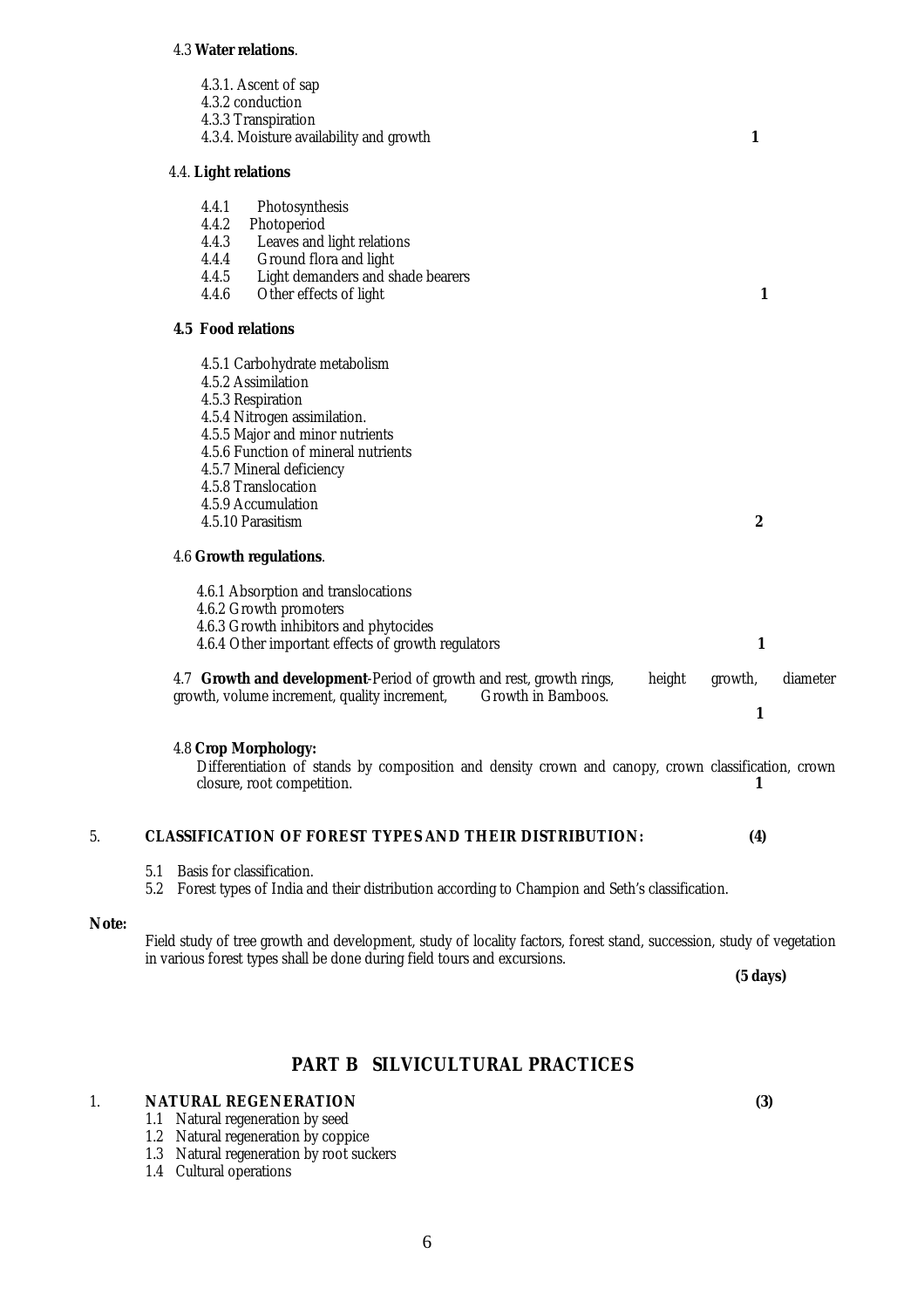4.3 **Water relations**.

4.3.1. Ascent of sap
4.3.2 conduction
4.3.3 Transpiration
4.3.4. Moisture availability and growth **1**

4.4. **Light relations**

4.4.1 Photosynthesis
4.4.2 Photoperiod
4.4.3 Leaves and light relations
4.4.4 Ground flora and light
4.4.5 Light demanders and shade bearers
4.4.6 Other effects of light **1**

**4.5 Food relations**

4.5.1 Carbohydrate metabolism
4.5.2 Assimilation
4.5.3 Respiration
4.5.4 Nitrogen assimilation.
4.5.5 Major and minor nutrients
4.5.6 Function of mineral nutrients
4.5.7 Mineral deficiency
4.5.8 Translocation
4.5.9 Accumulation
4.5.10 Parasitism **2**

4.6 **Growth regulations**.

4.6.1 Absorption and translocations
4.6.2 Growth promoters
4.6.3 Growth inhibitors and phytocides
4.6.4 Other important effects of growth regulators **1**

4.7 **Growth and development**-Period of growth and rest, growth rings, height growth, diameter growth, volume increment, quality increment, Growth in Bamboos. **1**

4.8 **Crop Morphology:**
Differentiation of stands by composition and density crown and canopy, crown classification, crown closure, root competition. **1**

## 5. CLASSIFICATION OF FOREST TYPES AND THEIR DISTRIBUTION: (4)

5.1 Basis for classification.
5.2 Forest types of India and their distribution according to Champion and Seth's classification.

**Note:**
Field study of tree growth and development, study of locality factors, forest stand, succession, study of vegetation in various forest types shall be done during field tours and excursions.

**(5 days)**

# PART B SILVICULTURAL PRACTICES

## 1. NATURAL REGENERATION (3)

1.1 Natural regeneration by seed
1.2 Natural regeneration by coppice
1.3 Natural regeneration by root suckers
1.4 Cultural operations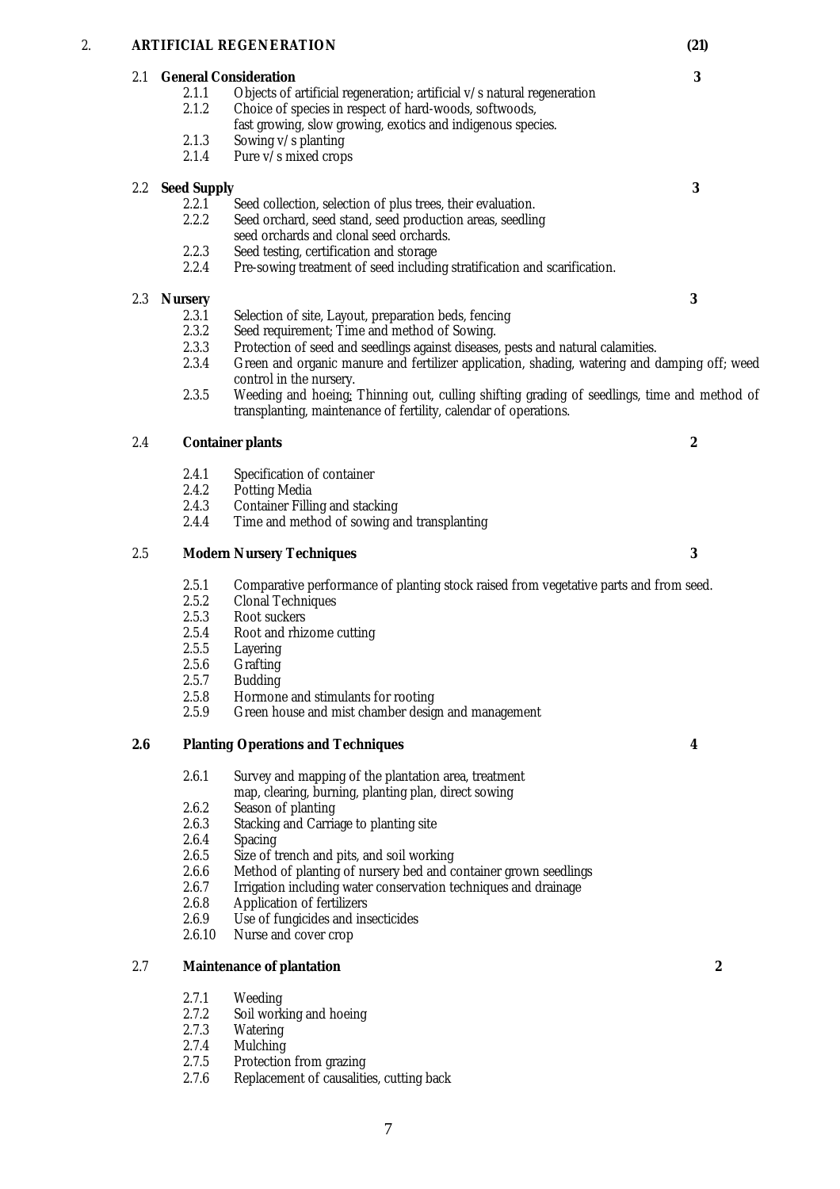## 2. ARTIFICIAL REGENERATION (21)

### 2.1 General Consideration 3

- 2.1.1 Objects of artificial regeneration; artificial v/s natural regeneration
- 2.1.2 Choice of species in respect of hard-woods, softwoods, fast growing, slow growing, exotics and indigenous species.
- 2.1.3 Sowing v/s planting
- 2.1.4 Pure v/s mixed crops

### 2.2 Seed Supply 3

- 2.2.1 Seed collection, selection of plus trees, their evaluation.
- 2.2.2 Seed orchard, seed stand, seed production areas, seedling seed orchards and clonal seed orchards.
- 2.2.3 Seed testing, certification and storage
- 2.2.4 Pre-sowing treatment of seed including stratification and scarification.

### 2.3 Nursery 3

- 2.3.1 Selection of site, Layout, preparation beds, fencing
- 2.3.2 Seed requirement; Time and method of Sowing.
- 2.3.3 Protection of seed and seedlings against diseases, pests and natural calamities.
- 2.3.4 Green and organic manure and fertilizer application, shading, watering and damping off; weed control in the nursery.
- 2.3.5 Weeding and hoeing; Thinning out, culling shifting grading of seedlings, time and method of transplanting, maintenance of fertility, calendar of operations.

### 2.4 Container plants 2

- 2.4.1 Specification of container
- 2.4.2 Potting Media
- 2.4.3 Container Filling and stacking
- 2.4.4 Time and method of sowing and transplanting

### 2.5 Modern Nursery Techniques 3

- 2.5.1 Comparative performance of planting stock raised from vegetative parts and from seed.
- 2.5.2 Clonal Techniques
- 2.5.3 Root suckers
- 2.5.4 Root and rhizome cutting
- 2.5.5 Layering
- 2.5.6 Grafting
- 2.5.7 Budding
- 2.5.8 Hormone and stimulants for rooting
- 2.5.9 Green house and mist chamber design and management

### 2.6 Planting Operations and Techniques 4

- 2.6.1 Survey and mapping of the plantation area, treatment map, clearing, burning, planting plan, direct sowing
- 2.6.2 Season of planting
- 2.6.3 Stacking and Carriage to planting site
- 2.6.4 Spacing
- 2.6.5 Size of trench and pits, and soil working
- 2.6.6 Method of planting of nursery bed and container grown seedlings
- 2.6.7 Irrigation including water conservation techniques and drainage
- 2.6.8 Application of fertilizers
- 2.6.9 Use of fungicides and insecticides
- 2.6.10 Nurse and cover crop

### 2.7 Maintenance of plantation 2

- 2.7.1 Weeding
- 2.7.2 Soil working and hoeing
- 2.7.3 Watering
- 2.7.4 Mulching
- 2.7.5 Protection from grazing
- 2.7.6 Replacement of causalities, cutting back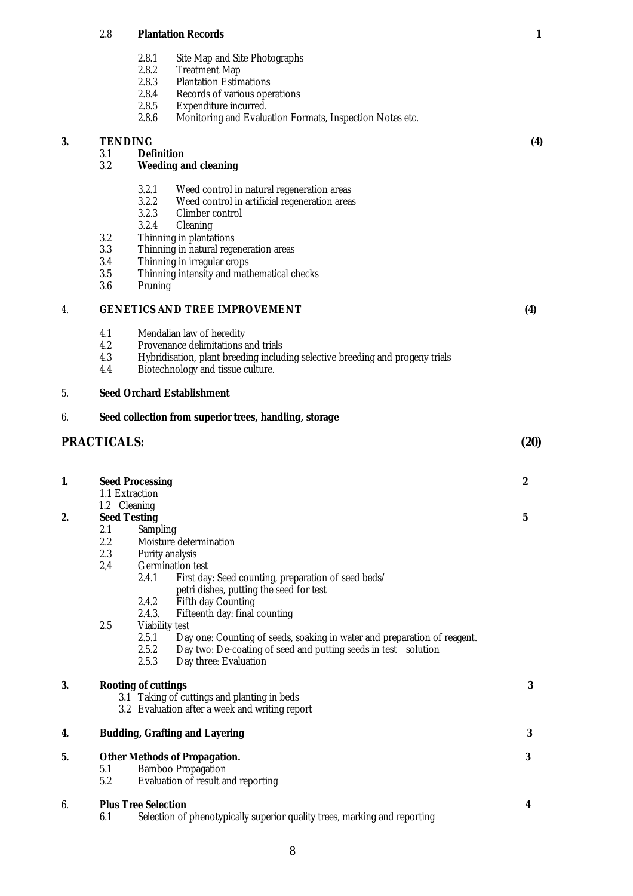2.8 **Plantation Records** 1

- 2.8.1 Site Map and Site Photographs
- 2.8.2 Treatment Map
- 2.8.3 Plantation Estimations
- 2.8.4 Records of various operations
- 2.8.5 Expenditure incurred.
- 2.8.6 Monitoring and Evaluation Formats, Inspection Notes etc.

**3. TENDING** **(4)**

3.1 **Definition**

3.2 **Weeding and cleaning**

- 3.2.1 Weed control in natural regeneration areas
- 3.2.2 Weed control in artificial regeneration areas
- 3.2.3 Climber control
- 3.2.4 Cleaning

3.2 Thinning in plantations

3.3 Thinning in natural regeneration areas

3.4 Thinning in irregular crops

3.5 Thinning intensity and mathematical checks

3.6 Pruning

4. **GENETICS AND TREE IMPROVEMENT** **(4)**

- 4.1 Mendalian law of heredity
- 4.2 Provenance delimitations and trials
- 4.3 Hybridisation, plant breeding including selective breeding and progeny trials
- 4.4 Biotechnology and tissue culture.

5. **Seed Orchard Establishment**

6. **Seed collection from superior trees, handling, storage**

## PRACTICALS: (20)

**1. Seed Processing** 2

1.1 Extraction

1.2 Cleaning

**2. Seed Testing** 5

2.1 Sampling

2.2 Moisture determination

2.3 Purity analysis

2,4 Germination test

- 2.4.1 First day: Seed counting, preparation of seed beds/ petri dishes, putting the seed for test
- 2.4.2 Fifth day Counting
- 2.4.3. Fifteenth day: final counting

2.5 Viability test

- 2.5.1 Day one: Counting of seeds, soaking in water and preparation of reagent.
- 2.5.2 Day two: De-coating of seed and putting seeds in test solution
- 2.5.3 Day three: Evaluation

**3. Rooting of cuttings** 3

3.1 Taking of cuttings and planting in beds

3.2 Evaluation after a week and writing report

**4. Budding, Grafting and Layering** 3

**5. Other Methods of Propagation.** 3

5.1 Bamboo Propagation

5.2 Evaluation of result and reporting

6. **Plus Tree Selection** 4

6.1 Selection of phenotypically superior quality trees, marking and reporting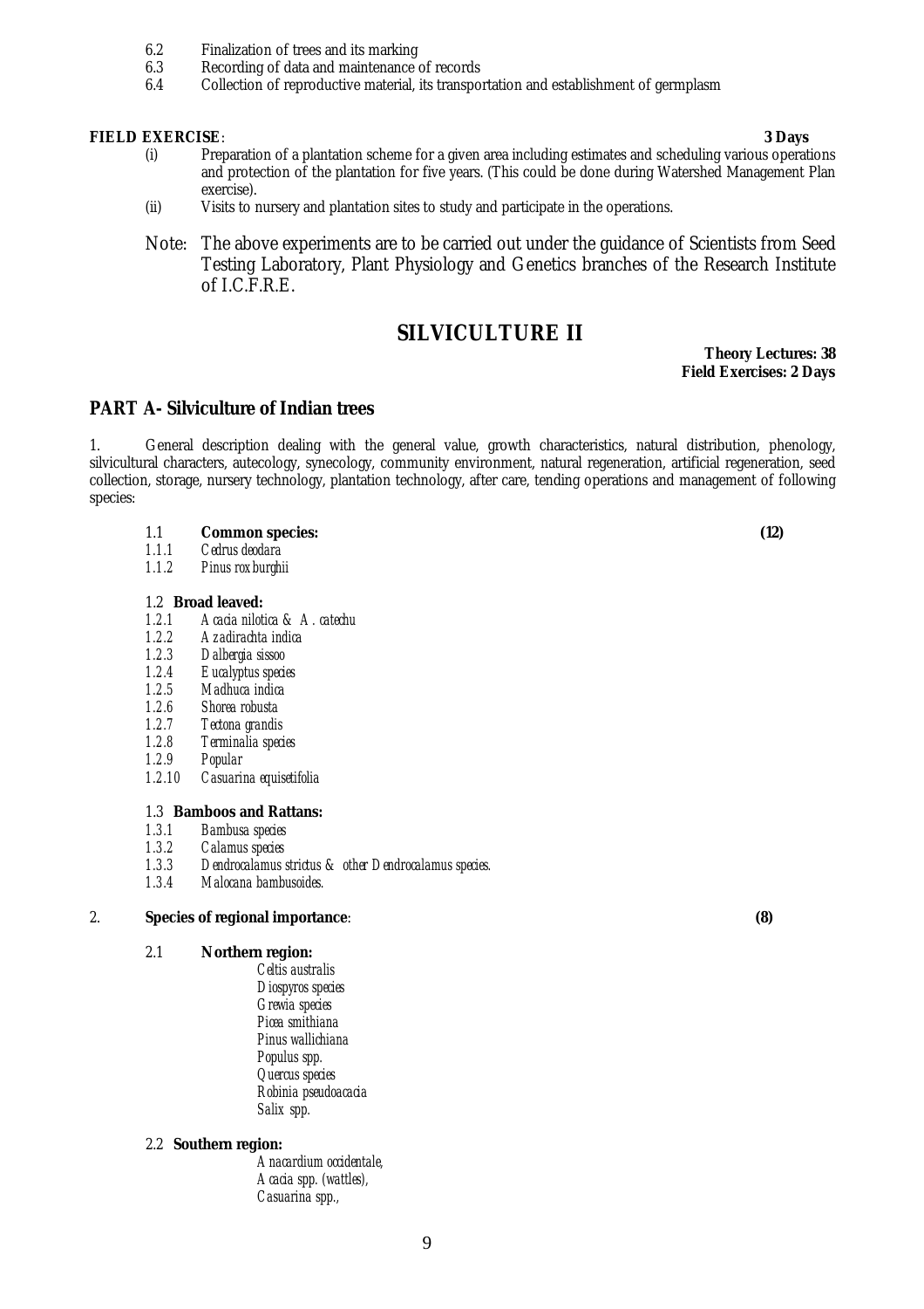6.2 Finalization of trees and its marking
6.3 Recording of data and maintenance of records
6.4 Collection of reproductive material, its transportation and establishment of germplasm

**FIELD EXERCISE**: **3 Days**

(i) Preparation of a plantation scheme for a given area including estimates and scheduling various operations and protection of the plantation for five years. (This could be done during Watershed Management Plan exercise).

(ii) Visits to nursery and plantation sites to study and participate in the operations.

Note: The above experiments are to be carried out under the guidance of Scientists from Seed Testing Laboratory, Plant Physiology and Genetics branches of the Research Institute of I.C.F.R.E.

# SILVICULTURE II

**Theory Lectures: 38**
**Field Exercises: 2 Days**

## PART A- Silviculture of Indian trees

1. General description dealing with the general value, growth characteristics, natural distribution, phenology, silvicultural characters, autecology, synecology, community environment, natural regeneration, artificial regeneration, seed collection, storage, nursery technology, plantation technology, after care, tending operations and management of following species:

1.1 **Common species:** **(12)**

1.1.1 *Cedrus deodara*
1.1.2 *Pinus roxburghii*

1.2 **Broad leaved:**

1.2.1 *Acacia nilotica & A. catechu*
1.2.2 *Azadirachta indica*
1.2.3 *Dalbergia sissoo*
1.2.4 *Eucalyptus species*
1.2.5 *Madhuca indica*
1.2.6 *Shorea robusta*
1.2.7 *Tectona grandis*
1.2.8 *Terminalia species*
1.2.9 *Popular*
1.2.10 *Casuarina equisetifolia*

1.3 **Bamboos and Rattans:**

1.3.1 *Bambusa species*
1.3.2 *Calamus species*
1.3.3 *Dendrocalamus strictus & other Dendrocalamus species.*
1.3.4 *Malocana bambusoides.*

2. **Species of regional importance**: **(8)**

2.1 **Northern region:**

*Celtis australis*
*Diospyros species*
*Grewia species*
*Picea smithiana*
*Pinus wallichiana*
*Populus spp.*
*Quercus species*
*Robinia pseudoacacia*
*Salix spp.*

2.2 **Southern region:**

*Anacardium occidentale,*
*Acacia spp. (wattles),*
*Casuarina spp.,*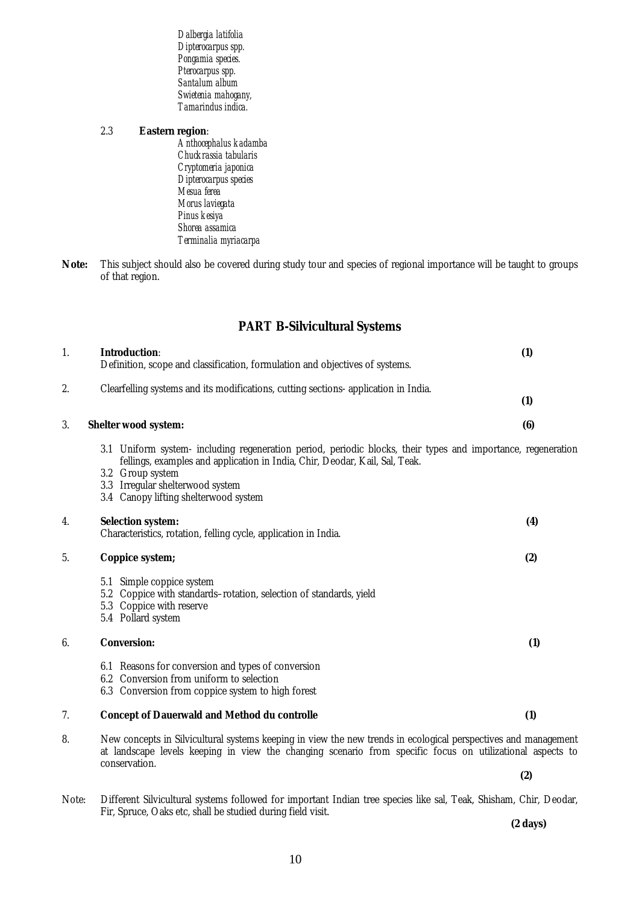*Dalbergia latifolia*
*Dipterocarpus spp.*
*Pongamia species.*
*Pterocarpus spp.*
*Santalum album*
*Swietenia mahogany,*
*Tamarindus indica.*

2.3 **Eastern region**:

*Anthocephalus kadamba*
*Chuckrassia tabularis*
*Cryptomeria japonica*
*Dipterocarpus species*
*Mesua ferea*
*Morus laviegata*
*Pinus kesiya*
*Shorea assamica*
*Terminalia myriacarpa*

**Note:** This subject should also be covered during study tour and species of regional importance will be taught to groups of that region.

## PART B-Silvicultural Systems

1. **Introduction**: **(1)**
   Definition, scope and classification, formulation and objectives of systems.

2. Clearfelling systems and its modifications, cutting sections- application in India. **(1)**

3. **Shelter wood system: (6)**

   3.1 Uniform system- including regeneration period, periodic blocks, their types and importance, regeneration fellings, examples and application in India, Chir, Deodar, Kail, Sal, Teak.
   3.2 Group system
   3.3 Irregular shelterwood system
   3.4 Canopy lifting shelterwood system

4. **Selection system: (4)**
   Characteristics, rotation, felling cycle, application in India.

5. **Coppice system; (2)**

   5.1 Simple coppice system
   5.2 Coppice with standards–rotation, selection of standards, yield
   5.3 Coppice with reserve
   5.4 Pollard system

6. **Conversion: (1)**

   6.1 Reasons for conversion and types of conversion
   6.2 Conversion from uniform to selection
   6.3 Conversion from coppice system to high forest

7. **Concept of Dauerwald and Method du controlle (1)**

8. New concepts in Silvicultural systems keeping in view the new trends in ecological perspectives and management at landscape levels keeping in view the changing scenario from specific focus on utilizational aspects to conservation. **(2)**

Note: Different Silvicultural systems followed for important Indian tree species like sal, Teak, Shisham, Chir, Deodar, Fir, Spruce, Oaks etc, shall be studied during field visit.

**(2 days)**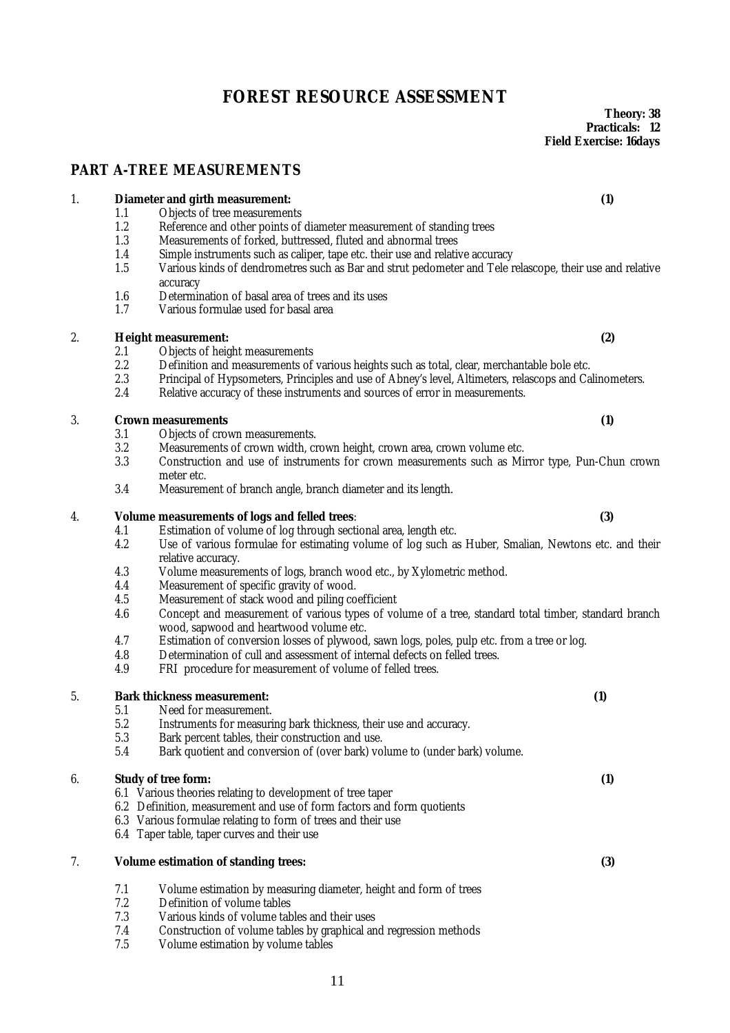# FOREST RESOURCE ASSESSMENT

**Theory: 38**
**Practicals: 12**
**Field Exercise: 16days**

## PART A-TREE MEASUREMENTS

### 1. Diameter and girth measurement: (1)

- 1.1 Objects of tree measurements
- 1.2 Reference and other points of diameter measurement of standing trees
- 1.3 Measurements of forked, buttressed, fluted and abnormal trees
- 1.4 Simple instruments such as caliper, tape etc. their use and relative accuracy
- 1.5 Various kinds of dendrometres such as Bar and strut pedometer and Tele relascope, their use and relative accuracy
- 1.6 Determination of basal area of trees and its uses
- 1.7 Various formulae used for basal area

### 2. Height measurement: (2)

- 2.1 Objects of height measurements
- 2.2 Definition and measurements of various heights such as total, clear, merchantable bole etc.
- 2.3 Principal of Hypsometers, Principles and use of Abney's level, Altimeters, relascops and Calinometers.
- 2.4 Relative accuracy of these instruments and sources of error in measurements.

### 3. Crown measurements (1)

- 3.1 Objects of crown measurements.
- 3.2 Measurements of crown width, crown height, crown area, crown volume etc.
- 3.3 Construction and use of instruments for crown measurements such as Mirror type, Pun-Chun crown meter etc.
- 3.4 Measurement of branch angle, branch diameter and its length.

### 4. Volume measurements of logs and felled trees: (3)

- 4.1 Estimation of volume of log through sectional area, length etc.
- 4.2 Use of various formulae for estimating volume of log such as Huber, Smalian, Newtons etc. and their relative accuracy.
- 4.3 Volume measurements of logs, branch wood etc., by Xylometric method.
- 4.4 Measurement of specific gravity of wood.
- 4.5 Measurement of stack wood and piling coefficient
- 4.6 Concept and measurement of various types of volume of a tree, standard total timber, standard branch wood, sapwood and heartwood volume etc.
- 4.7 Estimation of conversion losses of plywood, sawn logs, poles, pulp etc. from a tree or log.
- 4.8 Determination of cull and assessment of internal defects on felled trees.
- 4.9 FRI procedure for measurement of volume of felled trees.

### 5. Bark thickness measurement: (1)

- 5.1 Need for measurement.
- 5.2 Instruments for measuring bark thickness, their use and accuracy.
- 5.3 Bark percent tables, their construction and use.
- 5.4 Bark quotient and conversion of (over bark) volume to (under bark) volume.

### 6. Study of tree form: (1)

- 6.1 Various theories relating to development of tree taper
- 6.2 Definition, measurement and use of form factors and form quotients
- 6.3 Various formulae relating to form of trees and their use
- 6.4 Taper table, taper curves and their use

### 7. Volume estimation of standing trees: (3)

- 7.1 Volume estimation by measuring diameter, height and form of trees
- 7.2 Definition of volume tables
- 7.3 Various kinds of volume tables and their uses
- 7.4 Construction of volume tables by graphical and regression methods
- 7.5 Volume estimation by volume tables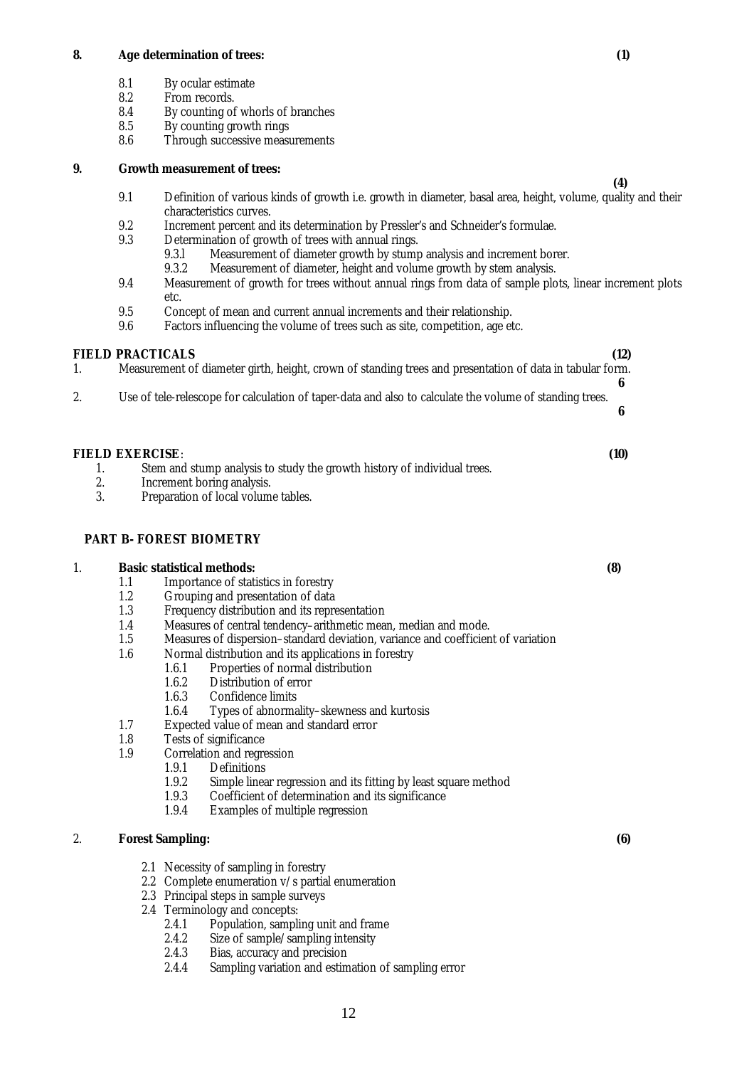**8. Age determination of trees: (1)**

- 8.1 By ocular estimate
- 8.2 From records.
- 8.4 By counting of whorls of branches
- 8.5 By counting growth rings
- 8.6 Through successive measurements

**9. Growth measurement of trees: (4)**

- 9.1 Definition of various kinds of growth i.e. growth in diameter, basal area, height, volume, quality and their characteristics curves.
- 9.2 Increment percent and its determination by Pressler's and Schneider's formulae.
- 9.3 Determination of growth of trees with annual rings.
  - 9.3.l Measurement of diameter growth by stump analysis and increment borer.
  - 9.3.2 Measurement of diameter, height and volume growth by stem analysis.
- 9.4 Measurement of growth for trees without annual rings from data of sample plots, linear increment plots etc.
- 9.5 Concept of mean and current annual increments and their relationship.
- 9.6 Factors influencing the volume of trees such as site, competition, age etc.

**FIELD PRACTICALS (12)**

1. Measurement of diameter girth, height, crown of standing trees and presentation of data in tabular form. **6**
2. Use of tele-relescope for calculation of taper-data and also to calculate the volume of standing trees. **6**

**FIELD EXERCISE: (10)**

1. Stem and stump analysis to study the growth history of individual trees.
2. Increment boring analysis.
3. Preparation of local volume tables.

## PART B- FOREST BIOMETRY

**1. Basic statistical methods: (8)**

- 1.1 Importance of statistics in forestry
- 1.2 Grouping and presentation of data
- 1.3 Frequency distribution and its representation
- 1.4 Measures of central tendency–arithmetic mean, median and mode.
- 1.5 Measures of dispersion–standard deviation, variance and coefficient of variation
- 1.6 Normal distribution and its applications in forestry
  - 1.6.1 Properties of normal distribution
  - 1.6.2 Distribution of error
  - 1.6.3 Confidence limits
  - 1.6.4 Types of abnormality–skewness and kurtosis
- 1.7 Expected value of mean and standard error
- 1.8 Tests of significance
- 1.9 Correlation and regression
  - 1.9.1 Definitions
  - 1.9.2 Simple linear regression and its fitting by least square method
  - 1.9.3 Coefficient of determination and its significance
  - 1.9.4 Examples of multiple regression

**2. Forest Sampling: (6)**

- 2.1 Necessity of sampling in forestry
- 2.2 Complete enumeration v/s partial enumeration
- 2.3 Principal steps in sample surveys
- 2.4 Terminology and concepts:
  - 2.4.1 Population, sampling unit and frame
  - 2.4.2 Size of sample/sampling intensity
  - 2.4.3 Bias, accuracy and precision
  - 2.4.4 Sampling variation and estimation of sampling error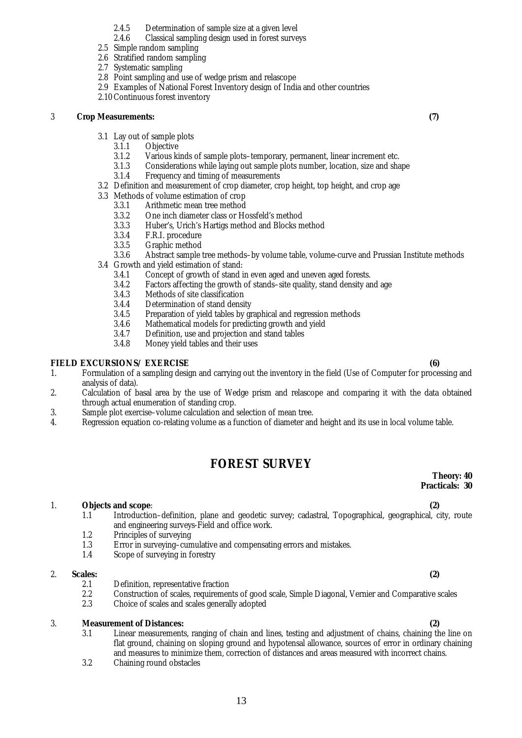- 2.4.5 Determination of sample size at a given level
- 2.4.6 Classical sampling design used in forest surveys
- 2.5 Simple random sampling
- 2.6 Stratified random sampling
- 2.7 Systematic sampling
- 2.8 Point sampling and use of wedge prism and relascope
- 2.9 Examples of National Forest Inventory design of India and other countries
- 2.10 Continuous forest inventory

**3 Crop Measurements: (7)**

- 3.1 Lay out of sample plots
  - 3.1.1 Objective
  - 3.1.2 Various kinds of sample plots–temporary, permanent, linear increment etc.
  - 3.1.3 Considerations while laying out sample plots number, location, size and shape
  - 3.1.4 Frequency and timing of measurements
- 3.2 Definition and measurement of crop diameter, crop height, top height, and crop age
- 3.3 Methods of volume estimation of crop
  - 3.3.1 Arithmetic mean tree method
  - 3.3.2 One inch diameter class or Hossfeld's method
  - 3.3.3 Huber's, Urich's Hartigs method and Blocks method
  - 3.3.4 F.R.I. procedure
  - 3.3.5 Graphic method
  - 3.3.6 Abstract sample tree methods–by volume table, volume-curve and Prussian Institute methods
- 3.4 Growth and yield estimation of stand:
  - 3.4.1 Concept of growth of stand in even aged and uneven aged forests.
  - 3.4.2 Factors affecting the growth of stands–site quality, stand density and age
  - 3.4.3 Methods of site classification
  - 3.4.4 Determination of stand density
  - 3.4.5 Preparation of yield tables by graphical and regression methods
  - 3.4.6 Mathematical models for predicting growth and yield
  - 3.4.7 Definition, use and projection and stand tables
  - 3.4.8 Money yield tables and their uses

**FIELD EXCURSIONS/ EXERCISE (6)**

1. Formulation of a sampling design and carrying out the inventory in the field (Use of Computer for processing and analysis of data).
2. Calculation of basal area by the use of Wedge prism and relascope and comparing it with the data obtained through actual enumeration of standing crop.
3. Sample plot exercise–volume calculation and selection of mean tree.
4. Regression equation co-relating volume as a function of diameter and height and its use in local volume table.

# FOREST SURVEY

**Theory: 40**
**Practicals: 30**

**1. Objects and scope: (2)**

- 1.1 Introduction–definition, plane and geodetic survey; cadastral, Topographical, geographical, city, route and engineering surveys-Field and office work.
- 1.2 Principles of surveying
- 1.3 Error in surveying–cumulative and compensating errors and mistakes.
- 1.4 Scope of surveying in forestry

**2. Scales: (2)**

- 2.1 Definition, representative fraction
- 2.2 Construction of scales, requirements of good scale, Simple Diagonal, Vernier and Comparative scales
- 2.3 Choice of scales and scales generally adopted

**3. Measurement of Distances: (2)**

- 3.1 Linear measurements, ranging of chain and lines, testing and adjustment of chains, chaining the line on flat ground, chaining on sloping ground and hypotensal allowance, sources of error in ordinary chaining and measures to minimize them, correction of distances and areas measured with incorrect chains.
- 3.2 Chaining round obstacles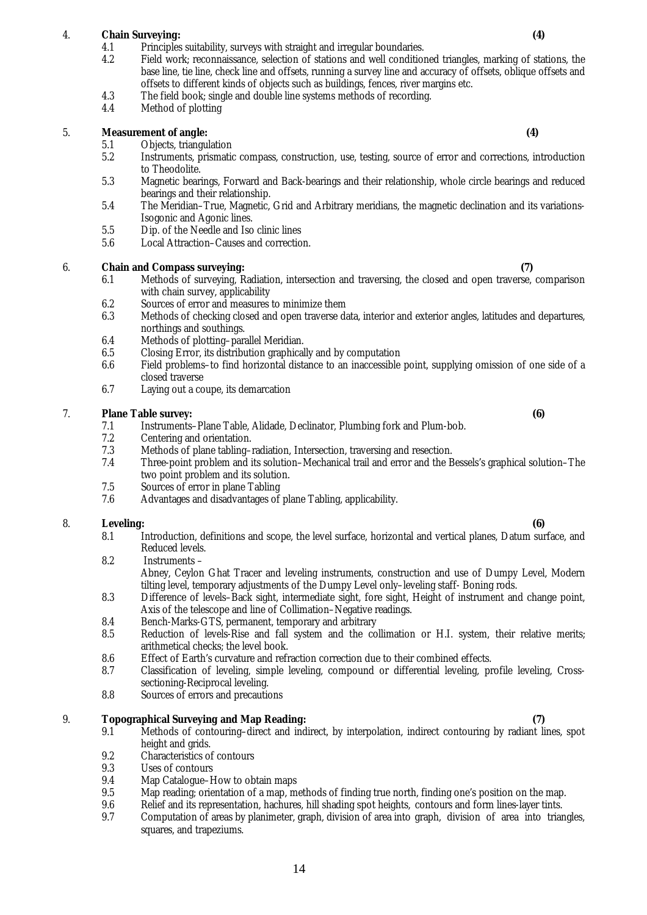4. **Chain Surveying: (4)**
   - 4.1 Principles suitability, surveys with straight and irregular boundaries.
   - 4.2 Field work; reconnaissance, selection of stations and well conditioned triangles, marking of stations, the base line, tie line, check line and offsets, running a survey line and accuracy of offsets, oblique offsets and offsets to different kinds of objects such as buildings, fences, river margins etc.
   - 4.3 The field book; single and double line systems methods of recording.
   - 4.4 Method of plotting

5. **Measurement of angle: (4)**
   - 5.1 Objects, triangulation
   - 5.2 Instruments, prismatic compass, construction, use, testing, source of error and corrections, introduction to Theodolite.
   - 5.3 Magnetic bearings, Forward and Back-bearings and their relationship, whole circle bearings and reduced bearings and their relationship.
   - 5.4 The Meridian–True, Magnetic, Grid and Arbitrary meridians, the magnetic declination and its variations-Isogonic and Agonic lines.
   - 5.5 Dip. of the Needle and Iso clinic lines
   - 5.6 Local Attraction–Causes and correction.

6. **Chain and Compass surveying: (7)**
   - 6.1 Methods of surveying, Radiation, intersection and traversing, the closed and open traverse, comparison with chain survey, applicability
   - 6.2 Sources of error and measures to minimize them
   - 6.3 Methods of checking closed and open traverse data, interior and exterior angles, latitudes and departures, northings and southings.
   - 6.4 Methods of plotting–parallel Meridian.
   - 6.5 Closing Error, its distribution graphically and by computation
   - 6.6 Field problems–to find horizontal distance to an inaccessible point, supplying omission of one side of a closed traverse
   - 6.7 Laying out a coupe, its demarcation

7. **Plane Table survey: (6)**
   - 7.1 Instruments–Plane Table, Alidade, Declinator, Plumbing fork and Plum-bob.
   - 7.2 Centering and orientation.
   - 7.3 Methods of plane tabling–radiation, Intersection, traversing and resection.
   - 7.4 Three-point problem and its solution–Mechanical trail and error and the Bessels's graphical solution–The two point problem and its solution.
   - 7.5 Sources of error in plane Tabling
   - 7.6 Advantages and disadvantages of plane Tabling, applicability.

8. **Leveling: (6)**
   - 8.1 Introduction, definitions and scope, the level surface, horizontal and vertical planes, Datum surface, and Reduced levels.
   - 8.2 Instruments – Abney, Ceylon Ghat Tracer and leveling instruments, construction and use of Dumpy Level, Modern tilting level, temporary adjustments of the Dumpy Level only–leveling staff- Boning rods.
   - 8.3 Difference of levels–Back sight, intermediate sight, fore sight, Height of instrument and change point, Axis of the telescope and line of Collimation–Negative readings.
   - 8.4 Bench-Marks-GTS, permanent, temporary and arbitrary
   - 8.5 Reduction of levels-Rise and fall system and the collimation or H.I. system, their relative merits; arithmetical checks; the level book.
   - 8.6 Effect of Earth's curvature and refraction correction due to their combined effects.
   - 8.7 Classification of leveling, simple leveling, compound or differential leveling, profile leveling, Cross-sectioning-Reciprocal leveling.
   - 8.8 Sources of errors and precautions

9. **Topographical Surveying and Map Reading: (7)**
   - 9.1 Methods of contouring–direct and indirect, by interpolation, indirect contouring by radiant lines, spot height and grids.
   - 9.2 Characteristics of contours
   - 9.3 Uses of contours
   - 9.4 Map Catalogue–How to obtain maps
   - 9.5 Map reading; orientation of a map, methods of finding true north, finding one's position on the map.
   - 9.6 Relief and its representation, hachures, hill shading spot heights, contours and form lines-layer tints.
   - 9.7 Computation of areas by planimeter, graph, division of area into graph, division of area into triangles, squares, and trapeziums.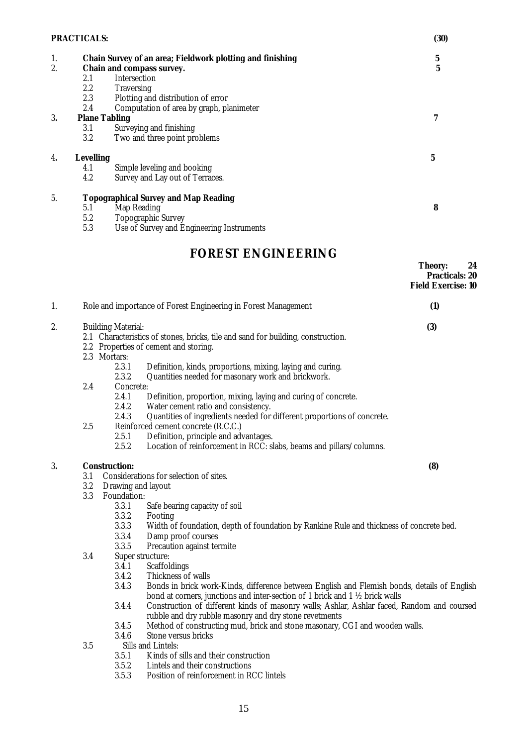**PRACTICALS:** **(30)**

1. **Chain Survey of an area; Fieldwork plotting and finishing** **5**
2. **Chain and compass survey.** **5**
   - 2.1 Intersection
   - 2.2 Traversing
   - 2.3 Plotting and distribution of error
   - 2.4 Computation of area by graph, planimeter
3. **Plane Tabling** **7**
   - 3.1 Surveying and finishing
   - 3.2 Two and three point problems
4. **Levelling** **5**
   - 4.1 Simple leveling and booking
   - 4.2 Survey and Lay out of Terraces.
5. **Topographical Survey and Map Reading**
   - 5.1 Map Reading **8**
   - 5.2 Topographic Survey
   - 5.3 Use of Survey and Engineering Instruments

# FOREST ENGINEERING

**Theory: 24**
**Practicals: 20**
**Field Exercise: 10**

1. Role and importance of Forest Engineering in Forest Management **(1)**
2. Building Material: **(3)**
   - 2.1 Characteristics of stones, bricks, tile and sand for building, construction.
   - 2.2 Properties of cement and storing.
   - 2.3 Mortars:
     - 2.3.1 Definition, kinds, proportions, mixing, laying and curing.
     - 2.3.2 Quantities needed for masonary work and brickwork.
   - 2.4 Concrete:
     - 2.4.1 Definition, proportion, mixing, laying and curing of concrete.
     - 2.4.2 Water cement ratio and consistency.
     - 2.4.3 Quantities of ingredients needed for different proportions of concrete.
   - 2.5 Reinforced cement concrete (R.C.C.)
     - 2.5.1 Definition, principle and advantages.
     - 2.5.2 Location of reinforcement in RCC: slabs, beams and pillars/columns.
3. **Construction:** **(8)**
   - 3.1 Considerations for selection of sites.
   - 3.2 Drawing and layout
   - 3.3 Foundation:
     - 3.3.1 Safe bearing capacity of soil
     - 3.3.2 Footing
     - 3.3.3 Width of foundation, depth of foundation by Rankine Rule and thickness of concrete bed.
     - 3.3.4 Damp proof courses
     - 3.3.5 Precaution against termite
   - 3.4 Super structure:
     - 3.4.1 Scaffoldings
     - 3.4.2 Thickness of walls
     - 3.4.3 Bonds in brick work-Kinds, difference between English and Flemish bonds, details of English bond at corners, junctions and inter-section of 1 brick and 1 ½ brick walls
     - 3.4.4 Construction of different kinds of masonry walls; Ashlar, Ashlar faced, Random and coursed rubble and dry rubble masonry and dry stone revetments
     - 3.4.5 Method of constructing mud, brick and stone masonary, CGI and wooden walls.
     - 3.4.6 Stone versus bricks
   - 3.5 Sills and Lintels:
     - 3.5.1 Kinds of sills and their construction
     - 3.5.2 Lintels and their constructions
     - 3.5.3 Position of reinforcement in RCC lintels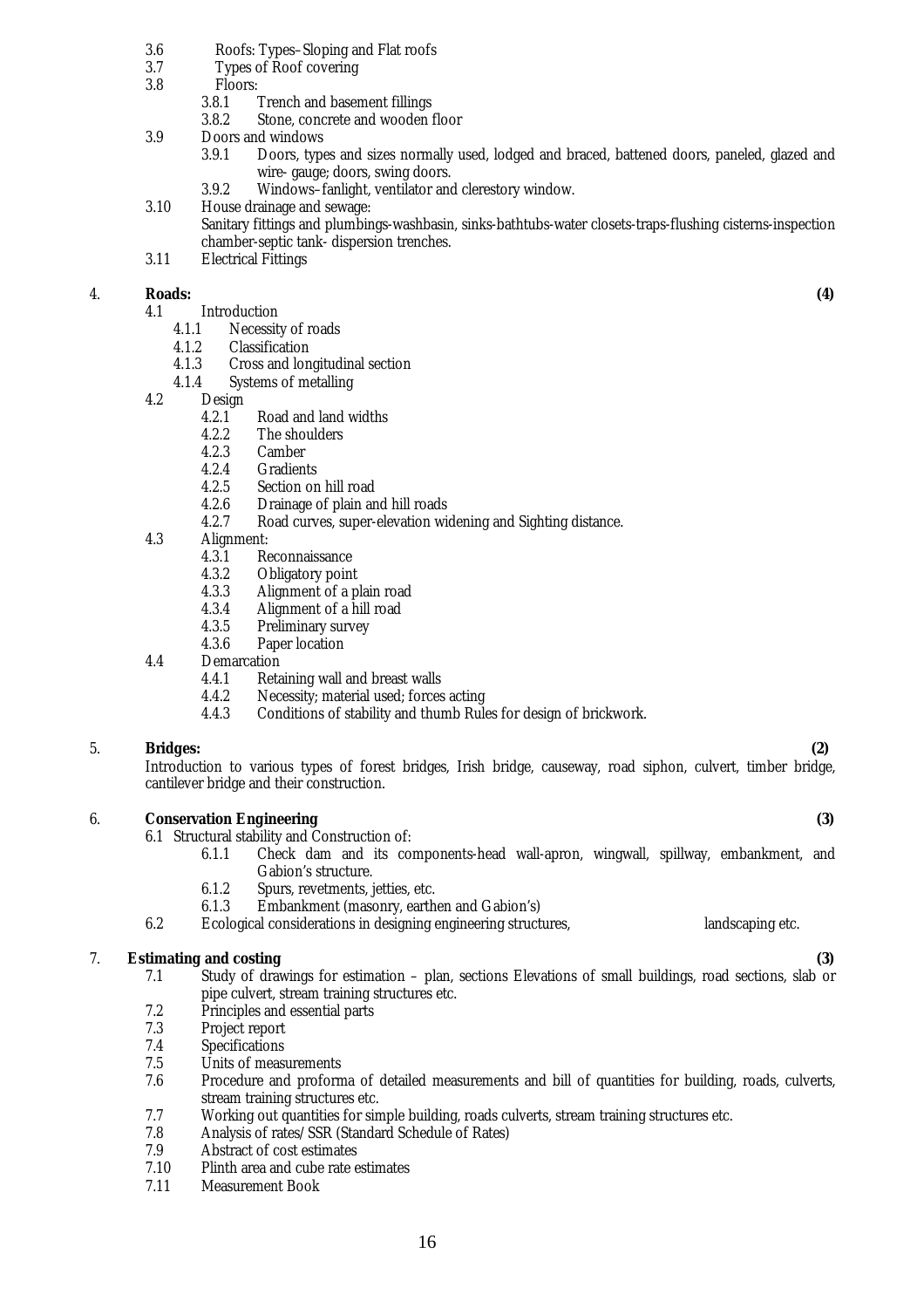- 3.6 Roofs: Types–Sloping and Flat roofs
- 3.7 Types of Roof covering
- 3.8 Floors:
  - 3.8.1 Trench and basement fillings
  - 3.8.2 Stone, concrete and wooden floor
- 3.9 Doors and windows
  - 3.9.1 Doors, types and sizes normally used, lodged and braced, battened doors, paneled, glazed and wire- gauge; doors, swing doors.
  - 3.9.2 Windows–fanlight, ventilator and clerestory window.
- 3.10 House drainage and sewage:
  Sanitary fittings and plumbings-washbasin, sinks-bathtubs-water closets-traps-flushing cisterns-inspection chamber-septic tank- dispersion trenches.
- 3.11 Electrical Fittings

## 4. Roads: (4)

- 4.1 Introduction
  - 4.1.1 Necessity of roads
  - 4.1.2 Classification
  - 4.1.3 Cross and longitudinal section
  - 4.1.4 Systems of metalling
- 4.2 Design
  - 4.2.1 Road and land widths
  - 4.2.2 The shoulders
  - 4.2.3 Camber
  - 4.2.4 Gradients
  - 4.2.5 Section on hill road
  - 4.2.6 Drainage of plain and hill roads
  - 4.2.7 Road curves, super-elevation widening and Sighting distance.
- 4.3 Alignment:
  - 4.3.1 Reconnaissance
  - 4.3.2 Obligatory point
  - 4.3.3 Alignment of a plain road
  - 4.3.4 Alignment of a hill road
  - 4.3.5 Preliminary survey
  - 4.3.6 Paper location
- 4.4 Demarcation
  - 4.4.1 Retaining wall and breast walls
  - 4.4.2 Necessity; material used; forces acting
  - 4.4.3 Conditions of stability and thumb Rules for design of brickwork.

## 5. Bridges: (2)

Introduction to various types of forest bridges, Irish bridge, causeway, road siphon, culvert, timber bridge, cantilever bridge and their construction.

## 6. Conservation Engineering (3)

- 6.1 Structural stability and Construction of:
  - 6.1.1 Check dam and its components-head wall-apron, wingwall, spillway, embankment, and Gabion's structure.
  - 6.1.2 Spurs, revetments, jetties, etc.
  - 6.1.3 Embankment (masonry, earthen and Gabion's)
- 6.2 Ecological considerations in designing engineering structures, landscaping etc.

## 7. Estimating and costing (3)

- 7.1 Study of drawings for estimation – plan, sections Elevations of small buildings, road sections, slab or pipe culvert, stream training structures etc.
- 7.2 Principles and essential parts
- 7.3 Project report
- 7.4 Specifications
- 7.5 Units of measurements
- 7.6 Procedure and proforma of detailed measurements and bill of quantities for building, roads, culverts, stream training structures etc.
- 7.7 Working out quantities for simple building, roads culverts, stream training structures etc.
- 7.8 Analysis of rates/SSR (Standard Schedule of Rates)
- 7.9 Abstract of cost estimates
- 7.10 Plinth area and cube rate estimates
- 7.11 Measurement Book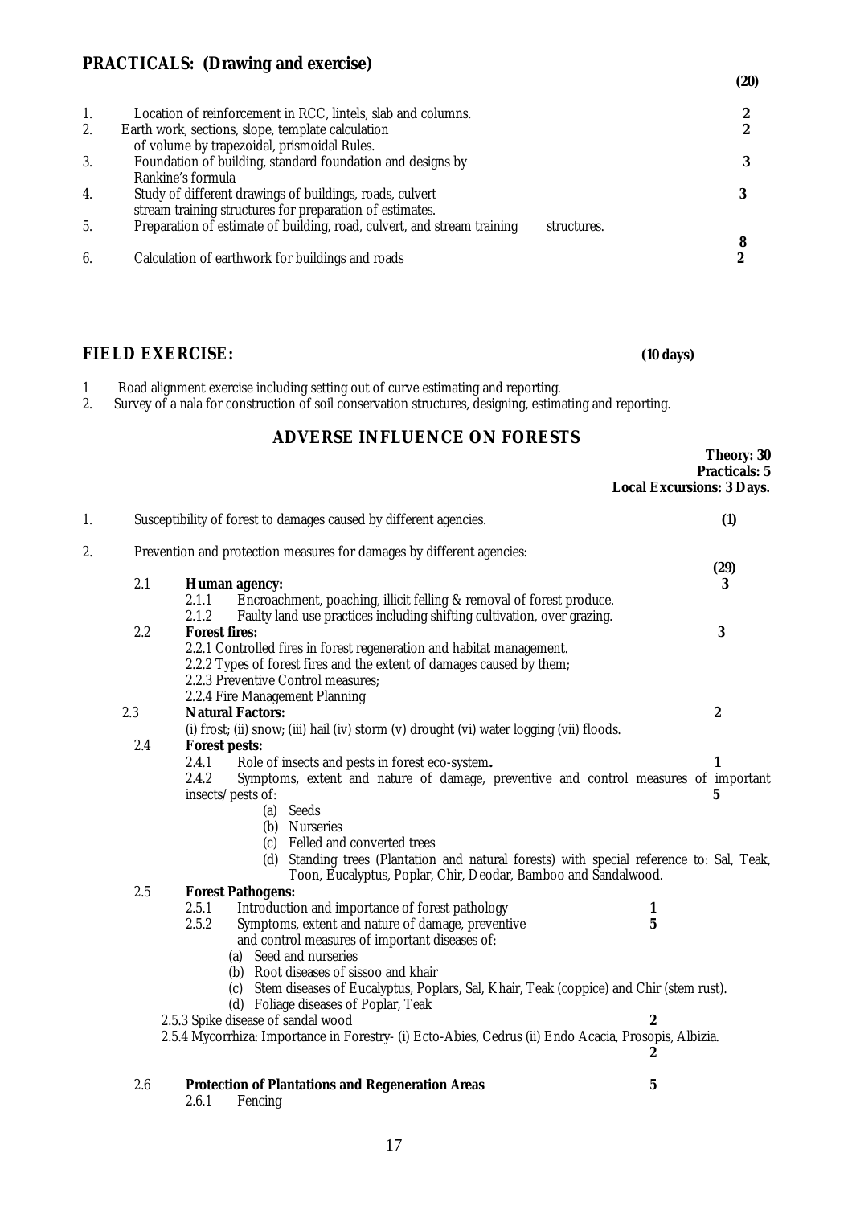## PRACTICALS: (Drawing and exercise)

**(20)**

| | | |
|---|---|---|
| 1. | Location of reinforcement in RCC, lintels, slab and columns. | **2** |
| 2. | Earth work, sections, slope, template calculation of volume by trapezoidal, prismoidal Rules. | **2** |
| 3. | Foundation of building, standard foundation and designs by Rankine's formula | **3** |
| 4. | Study of different drawings of buildings, roads, culvert stream training structures for preparation of estimates. | **3** |
| 5. | Preparation of estimate of building, road, culvert, and stream training structures. | **8** |
| 6. | Calculation of earthwork for buildings and roads | **2** |

## FIELD EXERCISE: (10 days)

1. Road alignment exercise including setting out of curve estimating and reporting.
2. Survey of a nala for construction of soil conservation structures, designing, estimating and reporting.

## ADVERSE INFLUENCE ON FORESTS

**Theory: 30**
**Practicals: 5**
**Local Excursions: 3 Days.**

1. Susceptibility of forest to damages caused by different agencies. **(1)**

2. Prevention and protection measures for damages by different agencies: **(29)**

   2.1 **Human agency:** **3**
   - 2.1.1 Encroachment, poaching, illicit felling & removal of forest produce.
   - 2.1.2 Faulty land use practices including shifting cultivation, over grazing.

   2.2 **Forest fires:** **3**
   - 2.2.1 Controlled fires in forest regeneration and habitat management.
   - 2.2.2 Types of forest fires and the extent of damages caused by them;
   - 2.2.3 Preventive Control measures;
   - 2.2.4 Fire Management Planning

   2.3 **Natural Factors:** **2**
   - (i) frost; (ii) snow; (iii) hail (iv) storm (v) drought (vi) water logging (vii) floods.

   2.4 **Forest pests:**
   - 2.4.1 Role of insects and pests in forest eco-system**.** **1**
   - 2.4.2 Symptoms, extent and nature of damage, preventive and control measures of important insects/pests of: **5**
     - (a) Seeds
     - (b) Nurseries
     - (c) Felled and converted trees
     - (d) Standing trees (Plantation and natural forests) with special reference to: Sal, Teak, Toon, Eucalyptus, Poplar, Chir, Deodar, Bamboo and Sandalwood.

   2.5 **Forest Pathogens:**
   - 2.5.1 Introduction and importance of forest pathology **1**
   - 2.5.2 Symptoms, extent and nature of damage, preventive and control measures of important diseases of: **5**
     - (a) Seed and nurseries
     - (b) Root diseases of sissoo and khair
     - (c) Stem diseases of Eucalyptus, Poplars, Sal, Khair, Teak (coppice) and Chir (stem rust).
     - (d) Foliage diseases of Poplar, Teak
   - 2.5.3 Spike disease of sandal wood **2**
   - 2.5.4 Mycorrhiza: Importance in Forestry- (i) Ecto-Abies, Cedrus (ii) Endo Acacia, Prosopis, Albizia. **2**

   2.6 **Protection of Plantations and Regeneration Areas** **5**
   - 2.6.1 Fencing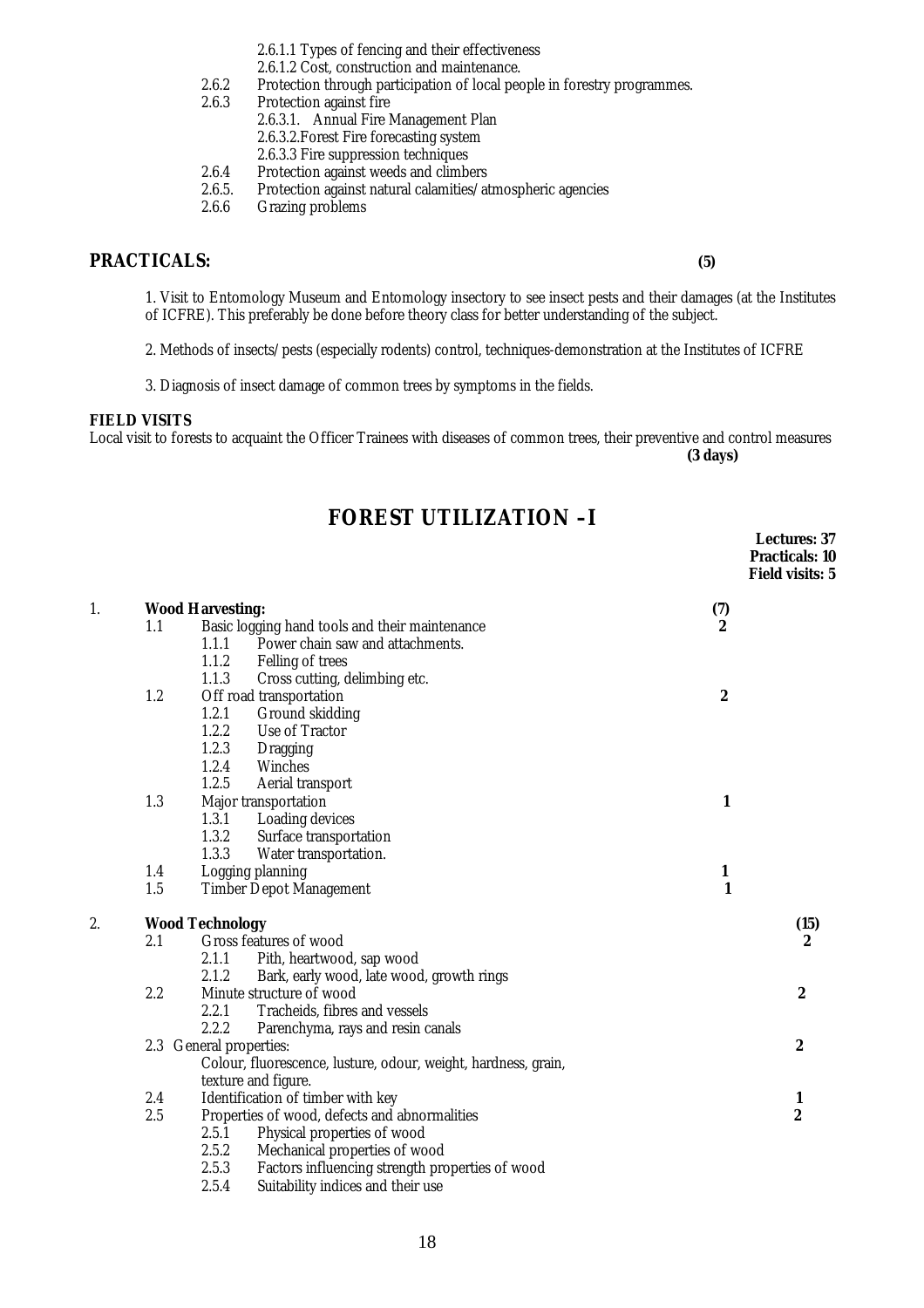- 2.6.1.1 Types of fencing and their effectiveness
- 2.6.1.2 Cost, construction and maintenance.
- 2.6.2 Protection through participation of local people in forestry programmes.
- 2.6.3 Protection against fire
  - 2.6.3.1. Annual Fire Management Plan
  - 2.6.3.2. Forest Fire forecasting system
  - 2.6.3.3 Fire suppression techniques
- 2.6.4 Protection against weeds and climbers
- 2.6.5. Protection against natural calamities/atmospheric agencies
- 2.6.6 Grazing problems

**PRACTICALS:** **(5)**

1. Visit to Entomology Museum and Entomology insectory to see insect pests and their damages (at the Institutes of ICFRE). This preferably be done before theory class for better understanding of the subject.

2. Methods of insects/pests (especially rodents) control, techniques-demonstration at the Institutes of ICFRE

3. Diagnosis of insect damage of common trees by symptoms in the fields.

**FIELD VISITS**

Local visit to forests to acquaint the Officer Trainees with diseases of common trees, their preventive and control measures **(3 days)**

# FOREST UTILIZATION –I

**Lectures: 37**
**Practicals: 10**
**Field visits: 5**

1. **Wood Harvesting:** **(7)**
   - 1.1 Basic logging hand tools and their maintenance **2**
     - 1.1.1 Power chain saw and attachments.
     - 1.1.2 Felling of trees
     - 1.1.3 Cross cutting, delimbing etc.
   - 1.2 Off road transportation **2**
     - 1.2.1 Ground skidding
     - 1.2.2 Use of Tractor
     - 1.2.3 Dragging
     - 1.2.4 Winches
     - 1.2.5 Aerial transport
   - 1.3 Major transportation **1**
     - 1.3.1 Loading devices
     - 1.3.2 Surface transportation
     - 1.3.3 Water transportation.
   - 1.4 Logging planning **1**
   - 1.5 Timber Depot Management **1**

2. **Wood Technology** **(15)**
   - 2.1 Gross features of wood **2**
     - 2.1.1 Pith, heartwood, sap wood
     - 2.1.2 Bark, early wood, late wood, growth rings
   - 2.2 Minute structure of wood **2**
     - 2.2.1 Tracheids, fibres and vessels
     - 2.2.2 Parenchyma, rays and resin canals
   - 2.3 General properties: **2**
     Colour, fluorescence, lusture, odour, weight, hardness, grain, texture and figure.
   - 2.4 Identification of timber with key **1**
   - 2.5 Properties of wood, defects and abnormalities **2**
     - 2.5.1 Physical properties of wood
     - 2.5.2 Mechanical properties of wood
     - 2.5.3 Factors influencing strength properties of wood
     - 2.5.4 Suitability indices and their use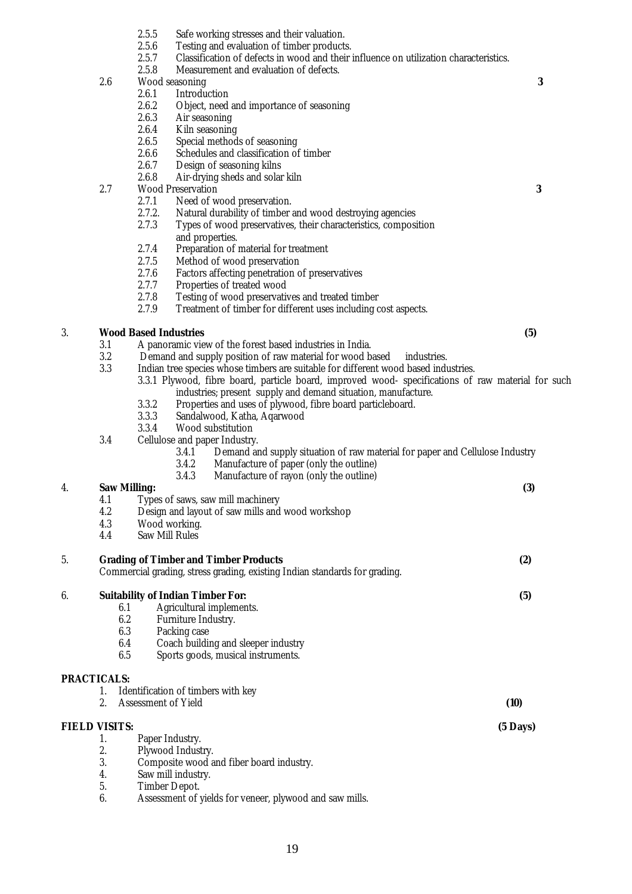- 2.5.5 Safe working stresses and their valuation.
- 2.5.6 Testing and evaluation of timber products.
- 2.5.7 Classification of defects in wood and their influence on utilization characteristics.
- 2.5.8 Measurement and evaluation of defects.

2.6 Wood seasoning **3**

- 2.6.1 Introduction
- 2.6.2 Object, need and importance of seasoning
- 2.6.3 Air seasoning
- 2.6.4 Kiln seasoning
- 2.6.5 Special methods of seasoning
- 2.6.6 Schedules and classification of timber
- 2.6.7 Design of seasoning kilns
- 2.6.8 Air-drying sheds and solar kiln

2.7 Wood Preservation **3**

- 2.7.1 Need of wood preservation.
- 2.7.2. Natural durability of timber and wood destroying agencies
- 2.7.3 Types of wood preservatives, their characteristics, composition and properties.
- 2.7.4 Preparation of material for treatment
- 2.7.5 Method of wood preservation
- 2.7.6 Factors affecting penetration of preservatives
- 2.7.7 Properties of treated wood
- 2.7.8 Testing of wood preservatives and treated timber
- 2.7.9 Treatment of timber for different uses including cost aspects.

## 3. Wood Based Industries (5)

- 3.1 A panoramic view of the forest based industries in India.
- 3.2 Demand and supply position of raw material for wood based industries.
- 3.3 Indian tree species whose timbers are suitable for different wood based industries.
  - 3.3.1 Plywood, fibre board, particle board, improved wood- specifications of raw material for such industries; present supply and demand situation, manufacture.
  - 3.3.2 Properties and uses of plywood, fibre board particleboard.
  - 3.3.3 Sandalwood, Katha, Aqarwood
  - 3.3.4 Wood substitution
- 3.4 Cellulose and paper Industry.
  - 3.4.1 Demand and supply situation of raw material for paper and Cellulose Industry
  - 3.4.2 Manufacture of paper (only the outline)
  - 3.4.3 Manufacture of rayon (only the outline)

## 4. Saw Milling: (3)

- 4.1 Types of saws, saw mill machinery
- 4.2 Design and layout of saw mills and wood workshop
- 4.3 Wood working.
- 4.4 Saw Mill Rules

## 5. Grading of Timber and Timber Products (2)

Commercial grading, stress grading, existing Indian standards for grading.

## 6. Suitability of Indian Timber For: (5)

- 6.1 Agricultural implements.
- 6.2 Furniture Industry.
- 6.3 Packing case
- 6.4 Coach building and sleeper industry
- 6.5 Sports goods, musical instruments.

## PRACTICALS:

1. Identification of timbers with key
2. Assessment of Yield **(10)**

## FIELD VISITS: (5 Days)

1. Paper Industry.
2. Plywood Industry.
3. Composite wood and fiber board industry.
4. Saw mill industry.
5. Timber Depot.
6. Assessment of yields for veneer, plywood and saw mills.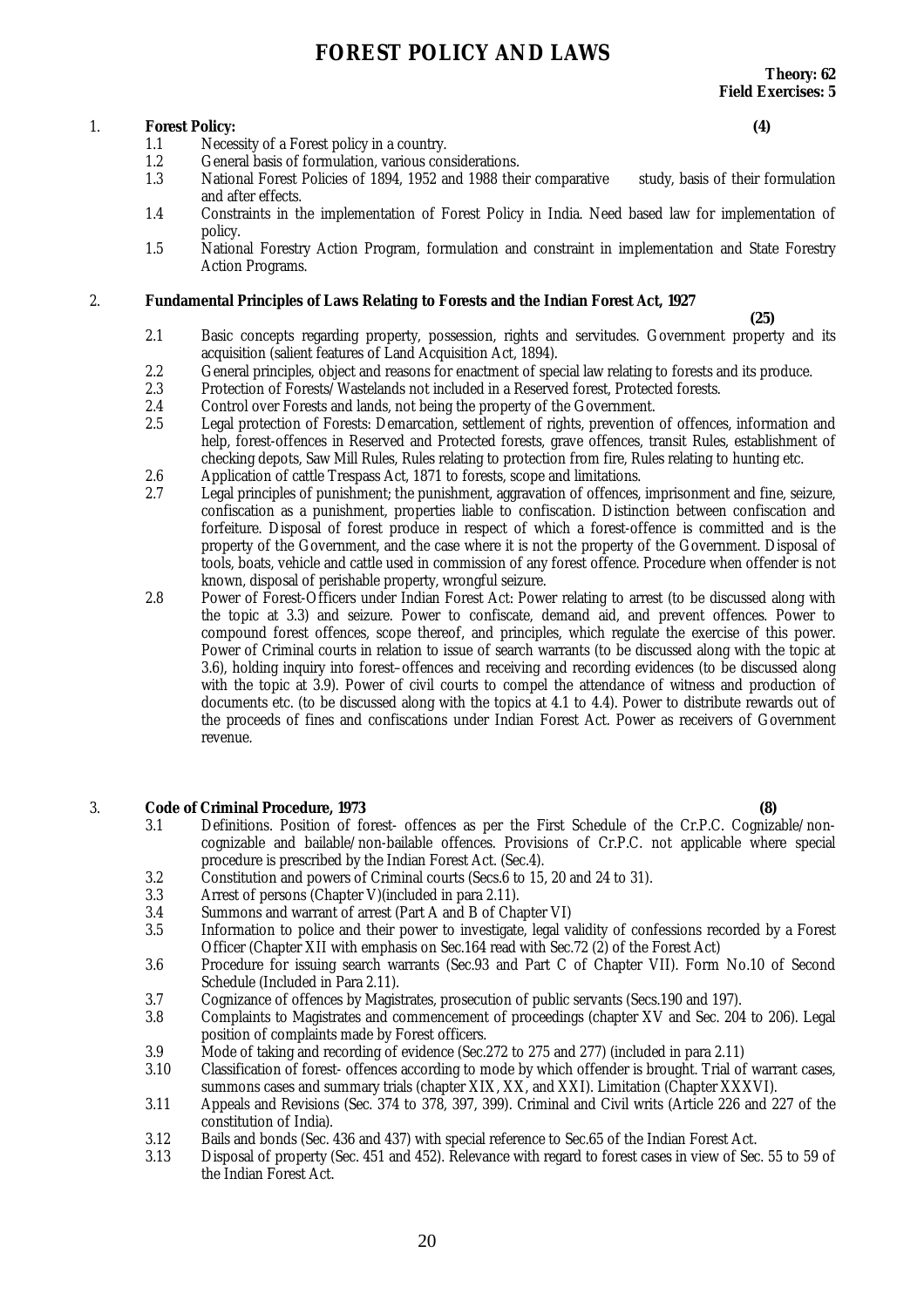# FOREST POLICY AND LAWS

**Theory: 62**
**Field Exercises: 5**

1. **Forest Policy:** **(4)**
   - 1.1 Necessity of a Forest policy in a country.
   - 1.2 General basis of formulation, various considerations.
   - 1.3 National Forest Policies of 1894, 1952 and 1988 their comparative study, basis of their formulation and after effects.
   - 1.4 Constraints in the implementation of Forest Policy in India. Need based law for implementation of policy.
   - 1.5 National Forestry Action Program, formulation and constraint in implementation and State Forestry Action Programs.

2. **Fundamental Principles of Laws Relating to Forests and the Indian Forest Act, 1927** **(25)**
   - 2.1 Basic concepts regarding property, possession, rights and servitudes. Government property and its acquisition (salient features of Land Acquisition Act, 1894).
   - 2.2 General principles, object and reasons for enactment of special law relating to forests and its produce.
   - 2.3 Protection of Forests/Wastelands not included in a Reserved forest, Protected forests.
   - 2.4 Control over Forests and lands, not being the property of the Government.
   - 2.5 Legal protection of Forests: Demarcation, settlement of rights, prevention of offences, information and help, forest-offences in Reserved and Protected forests, grave offences, transit Rules, establishment of checking depots, Saw Mill Rules, Rules relating to protection from fire, Rules relating to hunting etc.
   - 2.6 Application of cattle Trespass Act, 1871 to forests, scope and limitations.
   - 2.7 Legal principles of punishment; the punishment, aggravation of offences, imprisonment and fine, seizure, confiscation as a punishment, properties liable to confiscation. Distinction between confiscation and forfeiture. Disposal of forest produce in respect of which a forest-offence is committed and is the property of the Government, and the case where it is not the property of the Government. Disposal of tools, boats, vehicle and cattle used in commission of any forest offence. Procedure when offender is not known, disposal of perishable property, wrongful seizure.
   - 2.8 Power of Forest-Officers under Indian Forest Act: Power relating to arrest (to be discussed along with the topic at 3.3) and seizure. Power to confiscate, demand aid, and prevent offences. Power to compound forest offences, scope thereof, and principles, which regulate the exercise of this power. Power of Criminal courts in relation to issue of search warrants (to be discussed along with the topic at 3.6), holding inquiry into forest–offences and receiving and recording evidences (to be discussed along with the topic at 3.9). Power of civil courts to compel the attendance of witness and production of documents etc. (to be discussed along with the topics at 4.1 to 4.4). Power to distribute rewards out of the proceeds of fines and confiscations under Indian Forest Act. Power as receivers of Government revenue.

3. **Code of Criminal Procedure, 1973** **(8)**
   - 3.1 Definitions. Position of forest- offences as per the First Schedule of the Cr.P.C. Cognizable/non-cognizable and bailable/non-bailable offences. Provisions of Cr.P.C. not applicable where special procedure is prescribed by the Indian Forest Act. (Sec.4).
   - 3.2 Constitution and powers of Criminal courts (Secs.6 to 15, 20 and 24 to 31).
   - 3.3 Arrest of persons (Chapter V)(included in para 2.11).
   - 3.4 Summons and warrant of arrest (Part A and B of Chapter VI)
   - 3.5 Information to police and their power to investigate, legal validity of confessions recorded by a Forest Officer (Chapter XII with emphasis on Sec.164 read with Sec.72 (2) of the Forest Act)
   - 3.6 Procedure for issuing search warrants (Sec.93 and Part C of Chapter VII). Form No.10 of Second Schedule (Included in Para 2.11).
   - 3.7 Cognizance of offences by Magistrates, prosecution of public servants (Secs.190 and 197).
   - 3.8 Complaints to Magistrates and commencement of proceedings (chapter XV and Sec. 204 to 206). Legal position of complaints made by Forest officers.
   - 3.9 Mode of taking and recording of evidence (Sec.272 to 275 and 277) (included in para 2.11)
   - 3.10 Classification of forest- offences according to mode by which offender is brought. Trial of warrant cases, summons cases and summary trials (chapter XIX, XX, and XXI). Limitation (Chapter XXXVI).
   - 3.11 Appeals and Revisions (Sec. 374 to 378, 397, 399). Criminal and Civil writs (Article 226 and 227 of the constitution of India).
   - 3.12 Bails and bonds (Sec. 436 and 437) with special reference to Sec.65 of the Indian Forest Act.
   - 3.13 Disposal of property (Sec. 451 and 452). Relevance with regard to forest cases in view of Sec. 55 to 59 of the Indian Forest Act.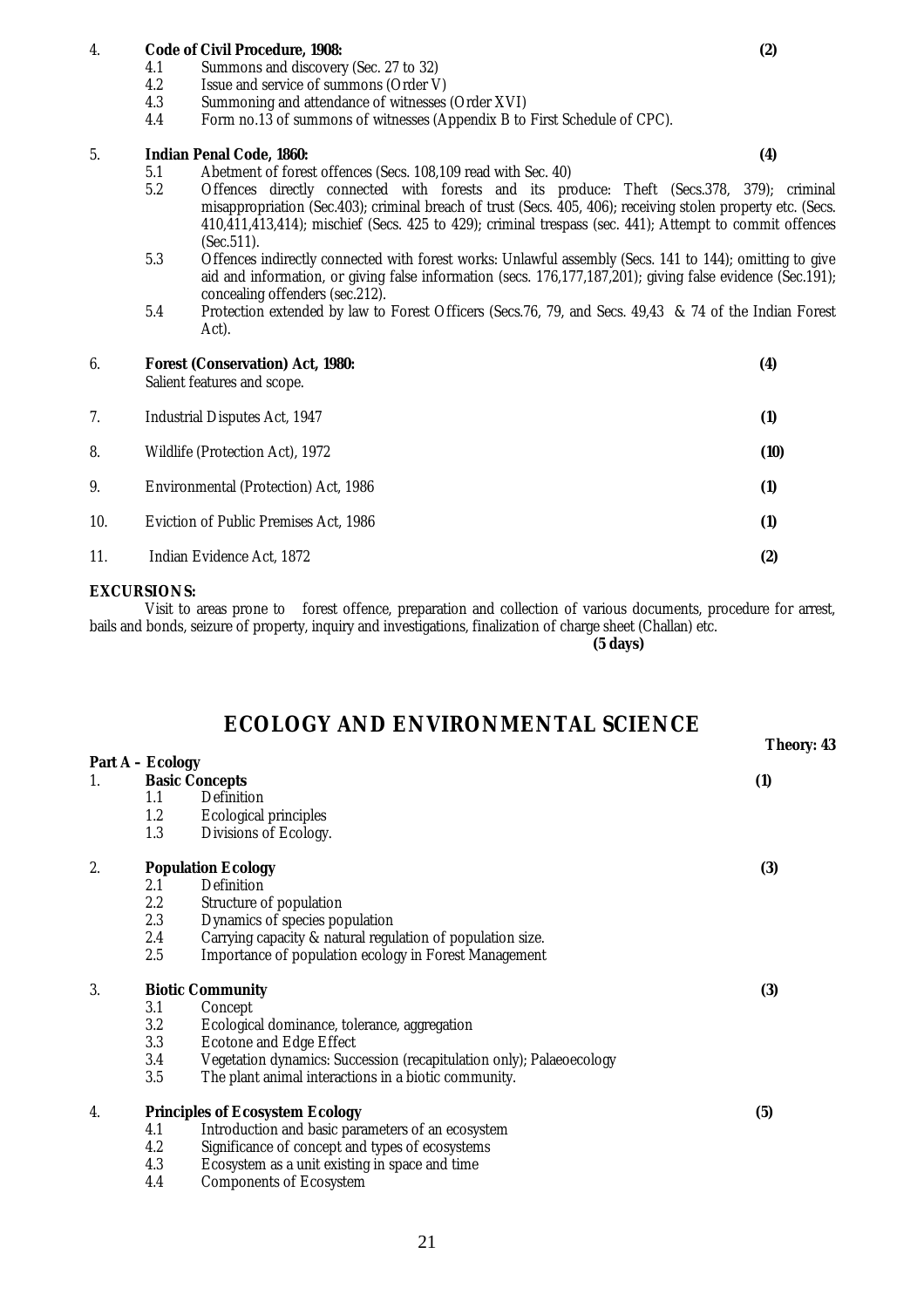4. **Code of Civil Procedure, 1908:** **(2)**
   - 4.1 Summons and discovery (Sec. 27 to 32)
   - 4.2 Issue and service of summons (Order V)
   - 4.3 Summoning and attendance of witnesses (Order XVI)
   - 4.4 Form no.13 of summons of witnesses (Appendix B to First Schedule of CPC).

5. **Indian Penal Code, 1860:** **(4)**
   - 5.1 Abetment of forest offences (Secs. 108,109 read with Sec. 40)
   - 5.2 Offences directly connected with forests and its produce: Theft (Secs.378, 379); criminal misappropriation (Sec.403); criminal breach of trust (Secs. 405, 406); receiving stolen property etc. (Secs. 410,411,413,414); mischief (Secs. 425 to 429); criminal trespass (sec. 441); Attempt to commit offences (Sec.511).
   - 5.3 Offences indirectly connected with forest works: Unlawful assembly (Secs. 141 to 144); omitting to give aid and information, or giving false information (secs. 176,177,187,201); giving false evidence (Sec.191); concealing offenders (sec.212).
   - 5.4 Protection extended by law to Forest Officers (Secs.76, 79, and Secs. 49,43 & 74 of the Indian Forest Act).

6. **Forest (Conservation) Act, 1980:** **(4)**
   Salient features and scope.

7. Industrial Disputes Act, 1947 **(1)**

8. Wildlife (Protection Act), 1972 **(10)**

9. Environmental (Protection) Act, 1986 **(1)**

10. Eviction of Public Premises Act, 1986 **(1)**

11. Indian Evidence Act, 1872 **(2)**

**EXCURSIONS:**

Visit to areas prone to forest offence, preparation and collection of various documents, procedure for arrest, bails and bonds, seizure of property, inquiry and investigations, finalization of charge sheet (Challan) etc.

**(5 days)**

# ECOLOGY AND ENVIRONMENTAL SCIENCE

**Theory: 43**

**Part A – Ecology**

1. **Basic Concepts** **(1)**
   - 1.1 Definition
   - 1.2 Ecological principles
   - 1.3 Divisions of Ecology.

2. **Population Ecology** **(3)**
   - 2.1 Definition
   - 2.2 Structure of population
   - 2.3 Dynamics of species population
   - 2.4 Carrying capacity & natural regulation of population size.
   - 2.5 Importance of population ecology in Forest Management

3. **Biotic Community** **(3)**
   - 3.1 Concept
   - 3.2 Ecological dominance, tolerance, aggregation
   - 3.3 Ecotone and Edge Effect
   - 3.4 Vegetation dynamics: Succession (recapitulation only); Palaeoecology
   - 3.5 The plant animal interactions in a biotic community.

4. **Principles of Ecosystem Ecology** **(5)**
   - 4.1 Introduction and basic parameters of an ecosystem
   - 4.2 Significance of concept and types of ecosystems
   - 4.3 Ecosystem as a unit existing in space and time
   - 4.4 Components of Ecosystem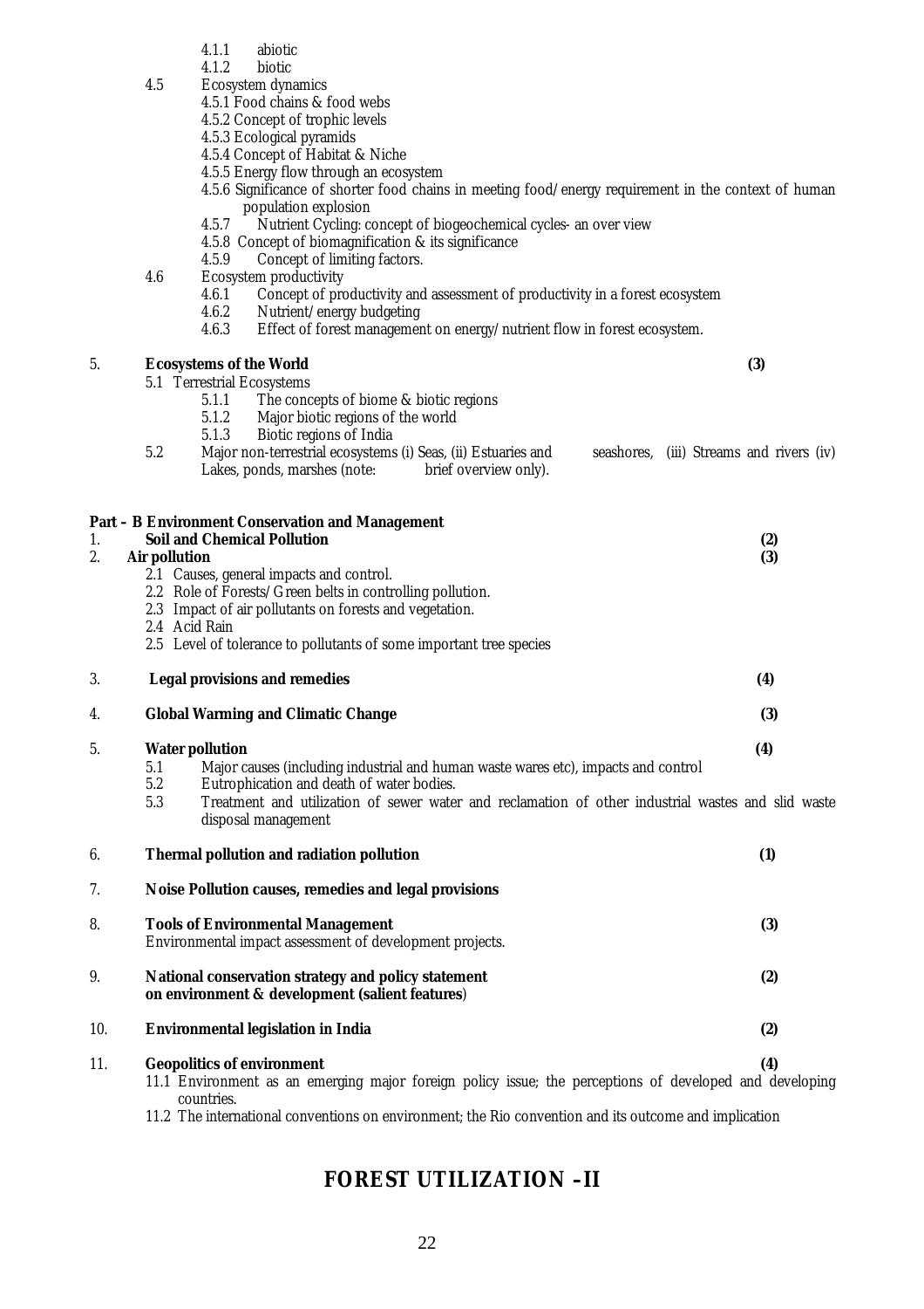- 4.1.1 abiotic
- 4.1.2 biotic

4.5 Ecosystem dynamics
- 4.5.1 Food chains & food webs
- 4.5.2 Concept of trophic levels
- 4.5.3 Ecological pyramids
- 4.5.4 Concept of Habitat & Niche
- 4.5.5 Energy flow through an ecosystem
- 4.5.6 Significance of shorter food chains in meeting food/energy requirement in the context of human population explosion
- 4.5.7 Nutrient Cycling: concept of biogeochemical cycles- an over view
- 4.5.8 Concept of biomagnification & its significance
- 4.5.9 Concept of limiting factors.

4.6 Ecosystem productivity
- 4.6.1 Concept of productivity and assessment of productivity in a forest ecosystem
- 4.6.2 Nutrient/energy budgeting
- 4.6.3 Effect of forest management on energy/nutrient flow in forest ecosystem.

**5. Ecosystems of the World (3)**

5.1 Terrestrial Ecosystems
- 5.1.1 The concepts of biome & biotic regions
- 5.1.2 Major biotic regions of the world
- 5.1.3 Biotic regions of India

5.2 Major non-terrestrial ecosystems (i) Seas, (ii) Estuaries and seashores, (iii) Streams and rivers (iv) Lakes, ponds, marshes (note: brief overview only).

**Part – B Environment Conservation and Management**

**1. Soil and Chemical Pollution (2)**

**2. Air pollution (3)**

- 2.1 Causes, general impacts and control.
- 2.2 Role of Forests/Green belts in controlling pollution.
- 2.3 Impact of air pollutants on forests and vegetation.
- 2.4 Acid Rain
- 2.5 Level of tolerance to pollutants of some important tree species

**3. Legal provisions and remedies (4)**

**4. Global Warming and Climatic Change (3)**

**5. Water pollution (4)**

- 5.1 Major causes (including industrial and human waste wares etc), impacts and control
- 5.2 Eutrophication and death of water bodies.
- 5.3 Treatment and utilization of sewer water and reclamation of other industrial wastes and slid waste disposal management

**6. Thermal pollution and radiation pollution (1)**

**7. Noise Pollution causes, remedies and legal provisions**

**8. Tools of Environmental Management (3)**

Environmental impact assessment of development projects.

**9. National conservation strategy and policy statement on environment & development (salient features) (2)**

**10. Environmental legislation in India (2)**

**11. Geopolitics of environment (4)**

- 11.1 Environment as an emerging major foreign policy issue; the perceptions of developed and developing countries.
- 11.2 The international conventions on environment; the Rio convention and its outcome and implication

# FOREST UTILIZATION –II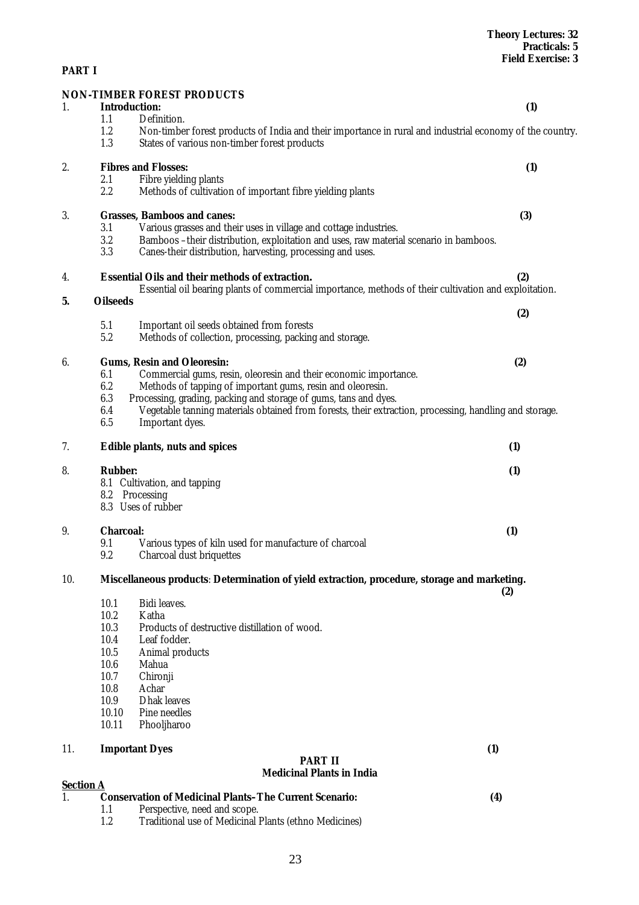**Theory Lectures: 32**
**Practicals: 5**
**Field Exercise: 3**

**PART I**

**NON-TIMBER FOREST PRODUCTS**

1. **Introduction:** **(1)**
   - 1.1 Definition.
   - 1.2 Non-timber forest products of India and their importance in rural and industrial economy of the country.
   - 1.3 States of various non-timber forest products

2. **Fibres and Flosses:** **(1)**
   - 2.1 Fibre yielding plants
   - 2.2 Methods of cultivation of important fibre yielding plants

3. **Grasses, Bamboos and canes:** **(3)**
   - 3.1 Various grasses and their uses in village and cottage industries.
   - 3.2 Bamboos –their distribution, exploitation and uses, raw material scenario in bamboos.
   - 3.3 Canes-their distribution, harvesting, processing and uses.

4. **Essential Oils and their methods of extraction.** **(2)**
   Essential oil bearing plants of commercial importance, methods of their cultivation and exploitation.

5. **Oilseeds** **(2)**
   - 5.1 Important oil seeds obtained from forests
   - 5.2 Methods of collection, processing, packing and storage.

6. **Gums, Resin and Oleoresin:** **(2)**
   - 6.1 Commercial gums, resin, oleoresin and their economic importance.
   - 6.2 Methods of tapping of important gums, resin and oleoresin.
   - 6.3 Processing, grading, packing and storage of gums, tans and dyes.
   - 6.4 Vegetable tanning materials obtained from forests, their extraction, processing, handling and storage.
   - 6.5 Important dyes.

7. **Edible plants, nuts and spices** **(1)**

8. **Rubber:** **(1)**
   - 8.1 Cultivation, and tapping
   - 8.2 Processing
   - 8.3 Uses of rubber

9. **Charcoal:** **(1)**
   - 9.1 Various types of kiln used for manufacture of charcoal
   - 9.2 Charcoal dust briquettes

10. **Miscellaneous products**: **Determination of yield extraction, procedure, storage and marketing.** **(2)**
    - 10.1 Bidi leaves.
    - 10.2 Katha
    - 10.3 Products of destructive distillation of wood.
    - 10.4 Leaf fodder.
    - 10.5 Animal products
    - 10.6 Mahua
    - 10.7 Chironji
    - 10.8 Achar
    - 10.9 Dhak leaves
    - 10.10 Pine needles
    - 10.11 Phooljharoo

11. **Important Dyes** **(1)**

**PART II**

**Medicinal Plants in India**

**Section A**

1. **Conservation of Medicinal Plants–The Current Scenario:** **(4)**
   - 1.1 Perspective, need and scope.
   - 1.2 Traditional use of Medicinal Plants (ethno Medicines)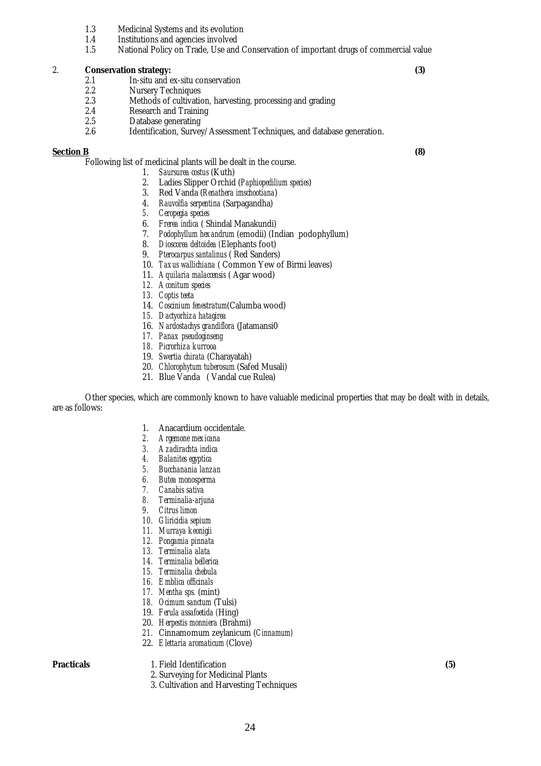1.3 Medicinal Systems and its evolution
1.4 Institutions and agencies involved
1.5 National Policy on Trade, Use and Conservation of important drugs of commercial value

2. **Conservation strategy:** **(3)**

2.1 In-situ and ex-situ conservation
2.2 Nursery Techniques
2.3 Methods of cultivation, harvesting, processing and grading
2.4 Research and Training
2.5 Database generating
2.6 Identification, Survey/Assessment Techniques, and database generation.

**Section B** **(8)**

Following list of medicinal plants will be dealt in the course.

1. *Saursurea costus* (Kuth)
2. Ladies Slipper Orchid (*Paphiopedilium species*)
3. Red Vanda (*Renathera imschootiana*)
4. *Rauvolfia serpentina* (Sarpagandha)
5. *Ceropegia species*
6. *Frerea indica* ( Shindal Manakundi)
7. *Podophyllum hexandrum* (emodii) (Indian podophyllum)
8. *Dioscorea deltoidea* (Elephants foot)
9. *Pterocarpus santalinus* ( Red Sanders)
10. *Taxus wallichiana* ( Common Yew of Birmi leaves)
11. *Aquilaria malacensis* ( Agar wood)
12. *Aconitum species*
13. *Coptis teeta*
14. *Coscinium fenestratum*(Calumba wood)
15. *Dactyorhiza hatagirea*
16. *Nardostachys grandiflora* (Jatamansi0
17. *Panax pseudoginseng*
18. *Picrorhiza kurrooa*
19. *Swertia chirata* (Charayatah)
20. *Chlorophytum tuberosum* (Safed Musali)
21. Blue Vanda ( Vandal cue Rulea)

Other species, which are commonly known to have valuable medicinal properties that may be dealt with in details, are as follows:

1. Anacardium occidentale.
2. *Argemone mexicana*
3. *Azadirachta indica*
4. *Balanites egyptica*
5. *Bucchanania lanzan*
6. *Butea monosperma*
7. *Canabis sativa*
8. *Terminalia-arjuna*
9. *Citrus limon*
10. *Gliricidia sepium*
11. *Murraya keonigii*
12. *Pongamia pinnata*
13. *Terminalia alata*
14. *Terminalia bellerica*
15. *Terminalia chebula*
16. *Emblica officinals*
17. *Mentha sps.* (mint)
18. *Ocimum sanctum* (Tulsi)
19. *Ferula assafoetida* (Hing)
20. *Herpestis monniera* (Brahmi)
21. Cinnamomum zeylanicum (*Cinnamum)*
22. *Elettaria aromaticum* (Clove)

**Practicals** **(5)**

1. Field Identification
2. Surveying for Medicinal Plants
3. Cultivation and Harvesting Techniques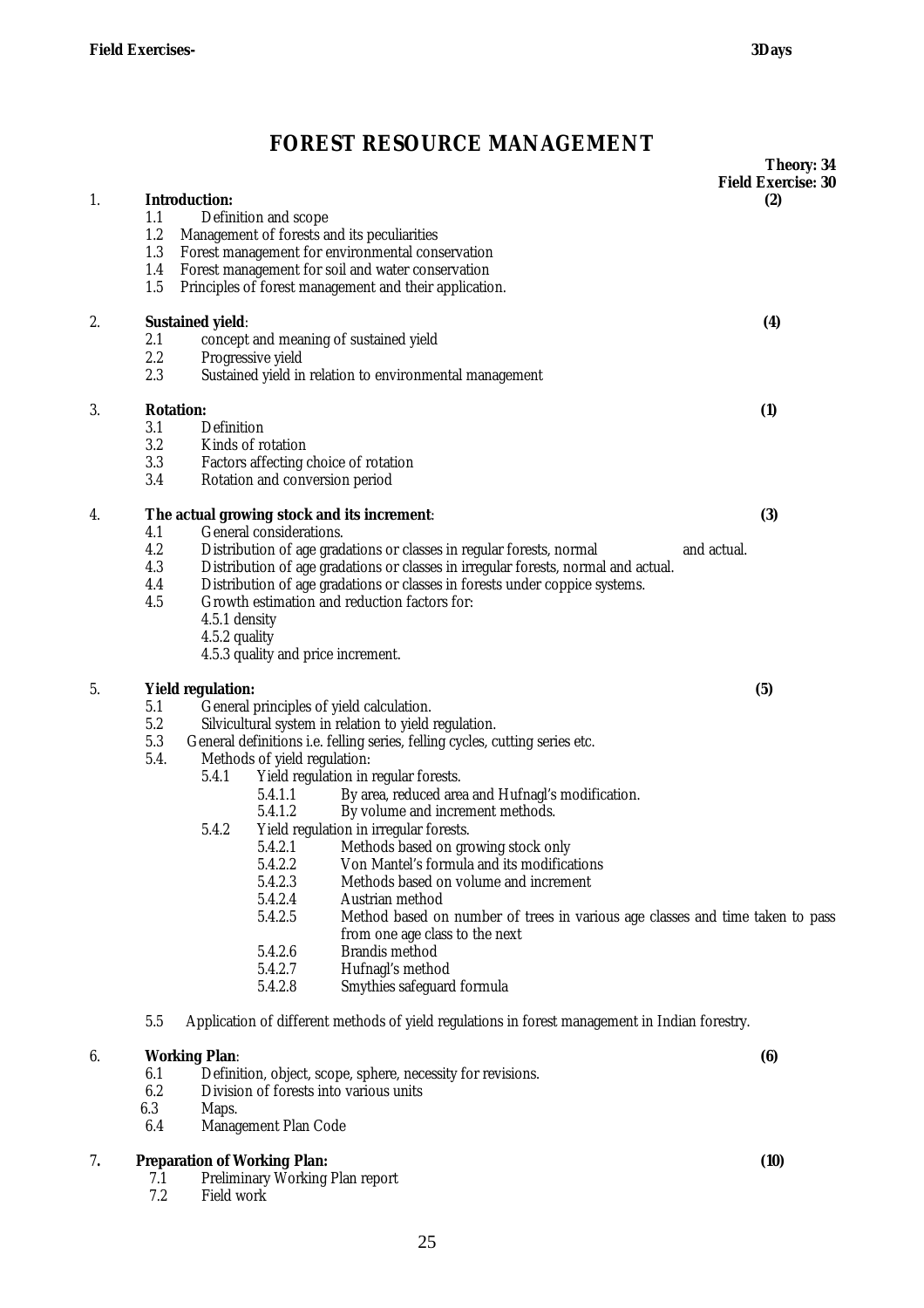**Field Exercises- 3Days**

# FOREST RESOURCE MANAGEMENT

**Theory: 34**
**Field Exercise: 30**

1. **Introduction: (2)**
   - 1.1 Definition and scope
   - 1.2 Management of forests and its peculiarities
   - 1.3 Forest management for environmental conservation
   - 1.4 Forest management for soil and water conservation
   - 1.5 Principles of forest management and their application.

2. **Sustained yield: (4)**
   - 2.1 concept and meaning of sustained yield
   - 2.2 Progressive yield
   - 2.3 Sustained yield in relation to environmental management

3. **Rotation: (1)**
   - 3.1 Definition
   - 3.2 Kinds of rotation
   - 3.3 Factors affecting choice of rotation
   - 3.4 Rotation and conversion period

4. **The actual growing stock and its increment: (3)**
   - 4.1 General considerations.
   - 4.2 Distribution of age gradations or classes in regular forests, normal and actual.
   - 4.3 Distribution of age gradations or classes in irregular forests, normal and actual.
   - 4.4 Distribution of age gradations or classes in forests under coppice systems.
   - 4.5 Growth estimation and reduction factors for:
     - 4.5.1 density
     - 4.5.2 quality
     - 4.5.3 quality and price increment.

5. **Yield regulation: (5)**
   - 5.1 General principles of yield calculation.
   - 5.2 Silvicultural system in relation to yield regulation.
   - 5.3 General definitions i.e. felling series, felling cycles, cutting series etc.
   - 5.4. Methods of yield regulation:
     - 5.4.1 Yield regulation in regular forests.
       - 5.4.1.1 By area, reduced area and Hufnagl's modification.
       - 5.4.1.2 By volume and increment methods.
     - 5.4.2 Yield regulation in irregular forests.
       - 5.4.2.1 Methods based on growing stock only
       - 5.4.2.2 Von Mantel's formula and its modifications
       - 5.4.2.3 Methods based on volume and increment
       - 5.4.2.4 Austrian method
       - 5.4.2.5 Method based on number of trees in various age classes and time taken to pass from one age class to the next
       - 5.4.2.6 Brandis method
       - 5.4.2.7 Hufnagl's method
       - 5.4.2.8 Smythies safeguard formula
   - 5.5 Application of different methods of yield regulations in forest management in Indian forestry.

6. **Working Plan: (6)**
   - 6.1 Definition, object, scope, sphere, necessity for revisions.
   - 6.2 Division of forests into various units
   - 6.3 Maps.
   - 6.4 Management Plan Code

7. **Preparation of Working Plan: (10)**
   - 7.1 Preliminary Working Plan report
   - 7.2 Field work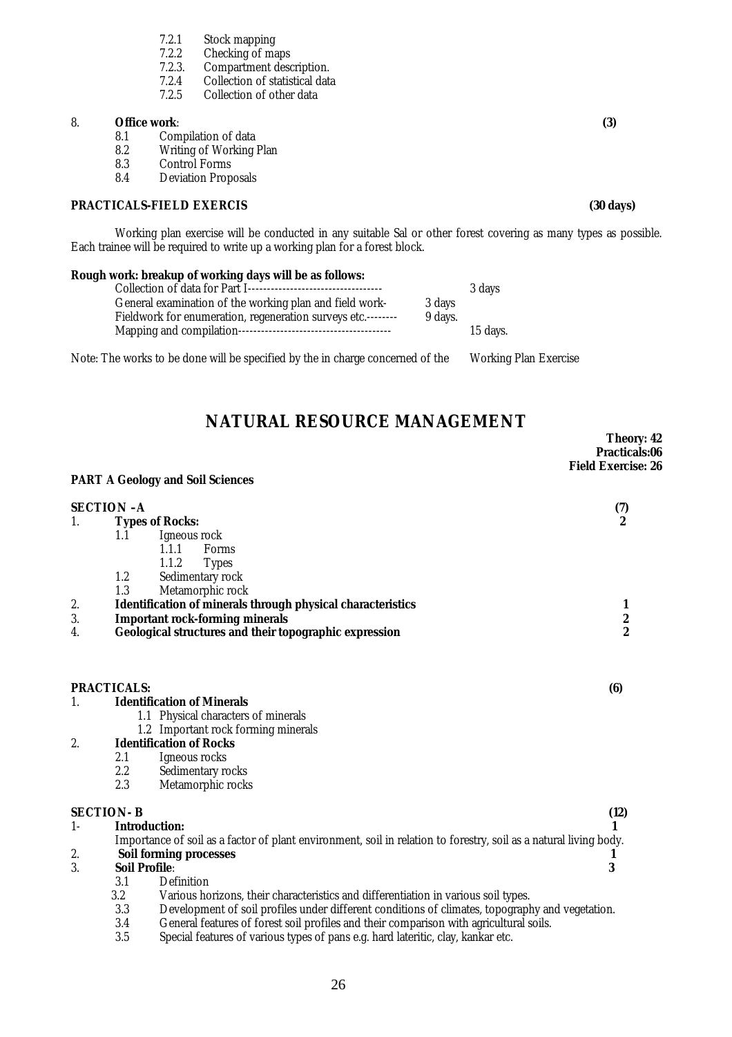- 7.2.1 Stock mapping
- 7.2.2 Checking of maps
- 7.2.3. Compartment description.
- 7.2.4 Collection of statistical data
- 7.2.5 Collection of other data

8. **Office work**: **(3)**
   - 8.1 Compilation of data
   - 8.2 Writing of Working Plan
   - 8.3 Control Forms
   - 8.4 Deviation Proposals

**PRACTICALS-FIELD EXERCIS** **(30 days)**

Working plan exercise will be conducted in any suitable Sal or other forest covering as many types as possible. Each trainee will be required to write up a working plan for a forest block.

**Rough work: breakup of working days will be as follows:**

| | | |
|---|---|---|
| Collection of data for Part I---------------------------------- | | 3 days |
| General examination of the working plan and field work- | 3 days | |
| Fieldwork for enumeration, regeneration surveys etc.-------- | 9 days. | |
| Mapping and compilation--------------------------------------- | | 15 days. |

Note: The works to be done will be specified by the in charge concerned of the Working Plan Exercise

# NATURAL RESOURCE MANAGEMENT

**Theory: 42**
**Practicals:06**
**Field Exercise: 26**

**PART A Geology and Soil Sciences**

**SECTION –A** **(7)**

1. **Types of Rocks:** **2**
   - 1.1 Igneous rock
     - 1.1.1 Forms
     - 1.1.2 Types
   - 1.2 Sedimentary rock
   - 1.3 Metamorphic rock
2. **Identification of minerals through physical characteristics** **1**
3. **Important rock-forming minerals** **2**
4. **Geological structures and their topographic expression** **2**

**PRACTICALS:** **(6)**

1. **Identification of Minerals**
   - 1.1 Physical characters of minerals
   - 1.2 Important rock forming minerals
2. **Identification of Rocks**
   - 2.1 Igneous rocks
   - 2.2 Sedimentary rocks
   - 2.3 Metamorphic rocks

**SECTION- B** **(12)**

1- **Introduction:** **1**
Importance of soil as a factor of plant environment, soil in relation to forestry, soil as a natural living body.

2. **Soil forming processes** **1**
3. **Soil Profile**: **3**
   - 3.1 Definition
   - 3.2 Various horizons, their characteristics and differentiation in various soil types.
   - 3.3 Development of soil profiles under different conditions of climates, topography and vegetation.
   - 3.4 General features of forest soil profiles and their comparison with agricultural soils.
   - 3.5 Special features of various types of pans e.g. hard lateritic, clay, kankar etc.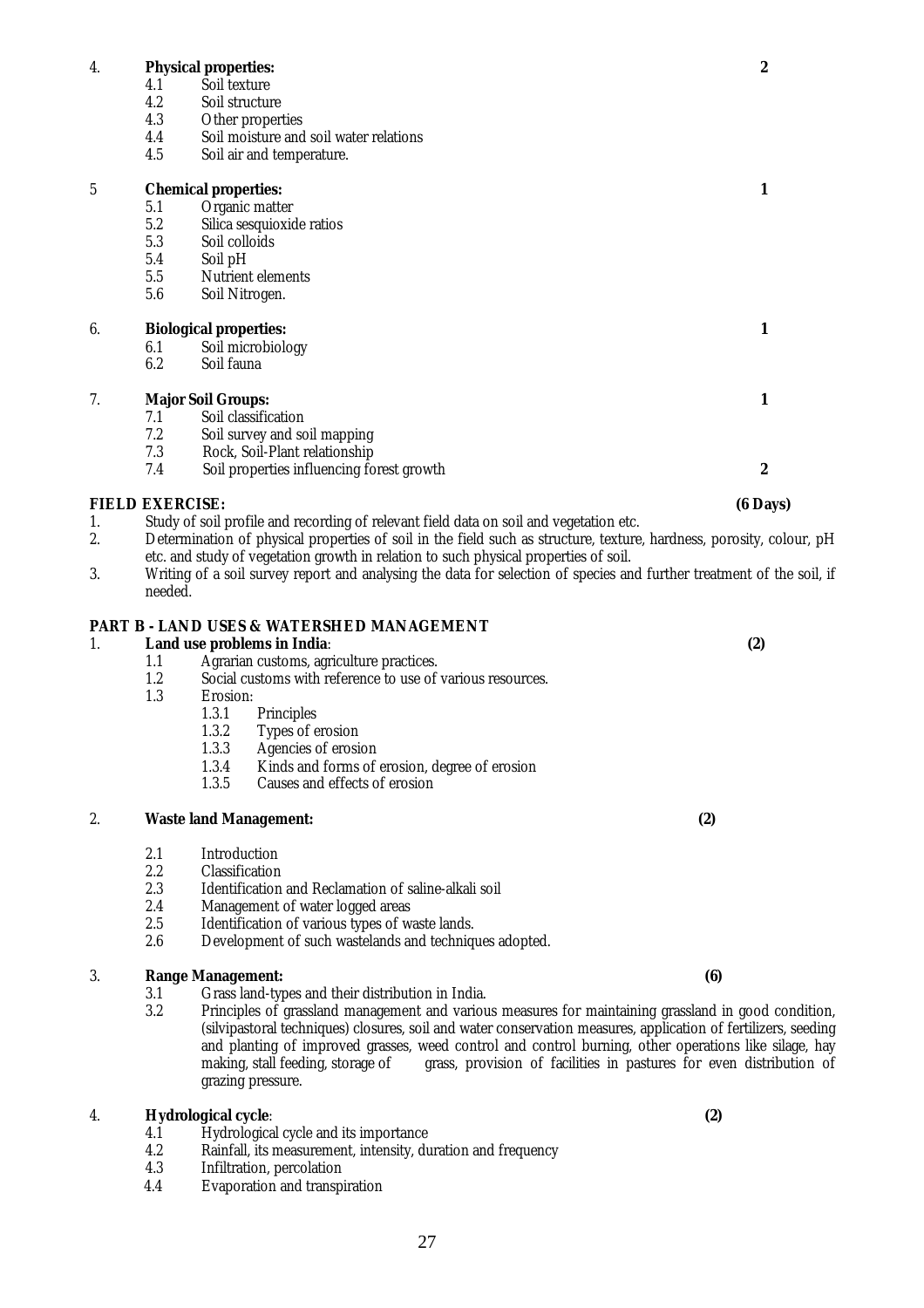4. **Physical properties:** **2**
   - 4.1 Soil texture
   - 4.2 Soil structure
   - 4.3 Other properties
   - 4.4 Soil moisture and soil water relations
   - 4.5 Soil air and temperature.

5 **Chemical properties:** **1**
   - 5.1 Organic matter
   - 5.2 Silica sesquioxide ratios
   - 5.3 Soil colloids
   - 5.4 Soil pH
   - 5.5 Nutrient elements
   - 5.6 Soil Nitrogen.

6. **Biological properties:** **1**
   - 6.1 Soil microbiology
   - 6.2 Soil fauna

7. **Major Soil Groups:** **1**
   - 7.1 Soil classification
   - 7.2 Soil survey and soil mapping
   - 7.3 Rock, Soil-Plant relationship
   - 7.4 Soil properties influencing forest growth **2**

**FIELD EXERCISE:** **(6 Days)**

1. Study of soil profile and recording of relevant field data on soil and vegetation etc.
2. Determination of physical properties of soil in the field such as structure, texture, hardness, porosity, colour, pH etc. and study of vegetation growth in relation to such physical properties of soil.
3. Writing of a soil survey report and analysing the data for selection of species and further treatment of the soil, if needed.

## PART B - LAND USES & WATERSHED MANAGEMENT

1. **Land use problems in India**: **(2)**
   - 1.1 Agrarian customs, agriculture practices.
   - 1.2 Social customs with reference to use of various resources.
   - 1.3 Erosion:
     - 1.3.1 Principles
     - 1.3.2 Types of erosion
     - 1.3.3 Agencies of erosion
     - 1.3.4 Kinds and forms of erosion, degree of erosion
     - 1.3.5 Causes and effects of erosion

2. **Waste land Management:** **(2)**
   - 2.1 Introduction
   - 2.2 Classification
   - 2.3 Identification and Reclamation of saline-alkali soil
   - 2.4 Management of water logged areas
   - 2.5 Identification of various types of waste lands.
   - 2.6 Development of such wastelands and techniques adopted.

3. **Range Management:** **(6)**
   - 3.1 Grass land-types and their distribution in India.
   - 3.2 Principles of grassland management and various measures for maintaining grassland in good condition, (silvipastoral techniques) closures, soil and water conservation measures, application of fertilizers, seeding and planting of improved grasses, weed control and control burning, other operations like silage, hay making, stall feeding, storage of grass, provision of facilities in pastures for even distribution of grazing pressure.

4. **Hydrological cycle**: **(2)**
   - 4.1 Hydrological cycle and its importance
   - 4.2 Rainfall, its measurement, intensity, duration and frequency
   - 4.3 Infiltration, percolation
   - 4.4 Evaporation and transpiration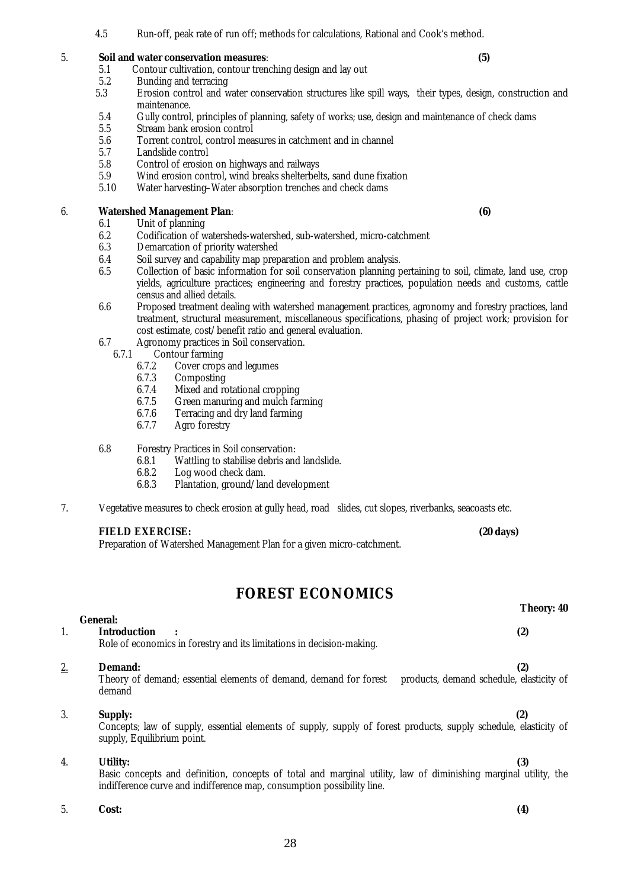4.5 Run-off, peak rate of run off; methods for calculations, Rational and Cook's method.

5. **Soil and water conservation measures**: **(5)**

5.1 Contour cultivation, contour trenching design and lay out
5.2 Bunding and terracing
5.3 Erosion control and water conservation structures like spill ways, their types, design, construction and maintenance.
5.4 Gully control, principles of planning, safety of works; use, design and maintenance of check dams
5.5 Stream bank erosion control
5.6 Torrent control, control measures in catchment and in channel
5.7 Landslide control
5.8 Control of erosion on highways and railways
5.9 Wind erosion control, wind breaks shelterbelts, sand dune fixation
5.10 Water harvesting–Water absorption trenches and check dams

6. **Watershed Management Plan**: **(6)**

6.1 Unit of planning
6.2 Codification of watersheds-watershed, sub-watershed, micro-catchment
6.3 Demarcation of priority watershed
6.4 Soil survey and capability map preparation and problem analysis.
6.5 Collection of basic information for soil conservation planning pertaining to soil, climate, land use, crop yields, agriculture practices; engineering and forestry practices, population needs and customs, cattle census and allied details.
6.6 Proposed treatment dealing with watershed management practices, agronomy and forestry practices, land treatment, structural measurement, miscellaneous specifications, phasing of project work; provision for cost estimate, cost/benefit ratio and general evaluation.
6.7 Agronomy practices in Soil conservation.
- 6.7.1 Contour farming
- 6.7.2 Cover crops and legumes
- 6.7.3 Composting
- 6.7.4 Mixed and rotational cropping
- 6.7.5 Green manuring and mulch farming
- 6.7.6 Terracing and dry land farming
- 6.7.7 Agro forestry

6.8 Forestry Practices in Soil conservation:
- 6.8.1 Wattling to stabilise debris and landslide.
- 6.8.2 Log wood check dam.
- 6.8.3 Plantation, ground/land development

7. Vegetative measures to check erosion at gully head, road slides, cut slopes, riverbanks, seacoasts etc.

**FIELD EXERCISE:** **(20 days)**

Preparation of Watershed Management Plan for a given micro-catchment.

# FOREST ECONOMICS

**Theory: 40**

**General:**

1. **Introduction :** **(2)**
Role of economics in forestry and its limitations in decision-making.

2. **Demand:** **(2)**
Theory of demand; essential elements of demand, demand for forest products, demand schedule, elasticity of demand

3. **Supply:** **(2)**
Concepts; law of supply, essential elements of supply, supply of forest products, supply schedule, elasticity of supply, Equilibrium point.

4. **Utility:** **(3)**
Basic concepts and definition, concepts of total and marginal utility, law of diminishing marginal utility, the indifference curve and indifference map, consumption possibility line.

5. **Cost:** **(4)**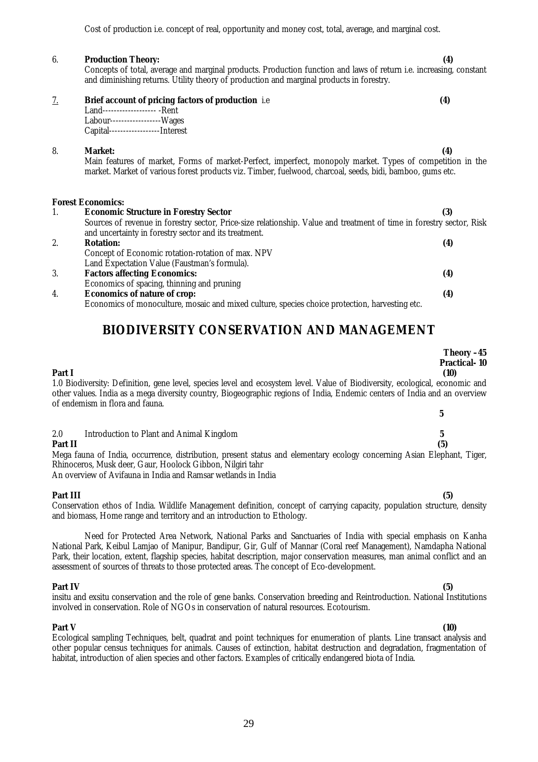Cost of production i.e. concept of real, opportunity and money cost, total, average, and marginal cost.

6. **Production Theory:** **(4)**
   Concepts of total, average and marginal products. Production function and laws of return i.e. increasing, constant and diminishing returns. Utility theory of production and marginal products in forestry.

7. **Brief account of pricing factors of production** i.e **(4)**
   Land------------------- -Rent
   Labour------------------Wages
   Capital------------------Interest

8. **Market:** **(4)**
   Main features of market, Forms of market-Perfect, imperfect, monopoly market. Types of competition in the market. Market of various forest products viz. Timber, fuelwood, charcoal, seeds, bidi, bamboo, gums etc.

**Forest Economics:**

1. **Economic Structure in Forestry Sector** **(3)**
   Sources of revenue in forestry sector, Price-size relationship. Value and treatment of time in forestry sector, Risk and uncertainty in forestry sector and its treatment.
2. **Rotation:** **(4)**
   Concept of Economic rotation-rotation of max. NPV
   Land Expectation Value (Faustman's formula).
3. **Factors affecting Economics:** **(4)**
   Economics of spacing, thinning and pruning
4. **Economics of nature of crop:** **(4)**
   Economics of monoculture, mosaic and mixed culture, species choice protection, harvesting etc.

# BIODIVERSITY CONSERVATION AND MANAGEMENT

**Theory – 45**
**Practical- 10**

**Part I** **(10)**

1.0 Biodiversity: Definition, gene level, species level and ecosystem level. Value of Biodiversity, ecological, economic and other values. India as a mega diversity country, Biogeographic regions of India, Endemic centers of India and an overview of endemism in flora and fauna. **5**

2.0 Introduction to Plant and Animal Kingdom **5**

**Part II** **(5)**

Mega fauna of India, occurrence, distribution, present status and elementary ecology concerning Asian Elephant, Tiger, Rhinoceros, Musk deer, Gaur, Hoolock Gibbon, Nilgiri tahr

An overview of Avifauna in India and Ramsar wetlands in India

**Part III** **(5)**

Conservation ethos of India. Wildlife Management definition, concept of carrying capacity, population structure, density and biomass, Home range and territory and an introduction to Ethology.

Need for Protected Area Network, National Parks and Sanctuaries of India with special emphasis on Kanha National Park, Keibul Lamjao of Manipur, Bandipur, Gir, Gulf of Mannar (Coral reef Management), Namdapha National Park, their location, extent, flagship species, habitat description, major conservation measures, man animal conflict and an assessment of sources of threats to those protected areas. The concept of Eco-development.

**Part IV** **(5)**

insitu and exsitu conservation and the role of gene banks. Conservation breeding and Reintroduction. National Institutions involved in conservation. Role of NGOs in conservation of natural resources. Ecotourism.

**Part V** **(10)**

Ecological sampling Techniques, belt, quadrat and point techniques for enumeration of plants. Line transact analysis and other popular census techniques for animals. Causes of extinction, habitat destruction and degradation, fragmentation of habitat, introduction of alien species and other factors. Examples of critically endangered biota of India.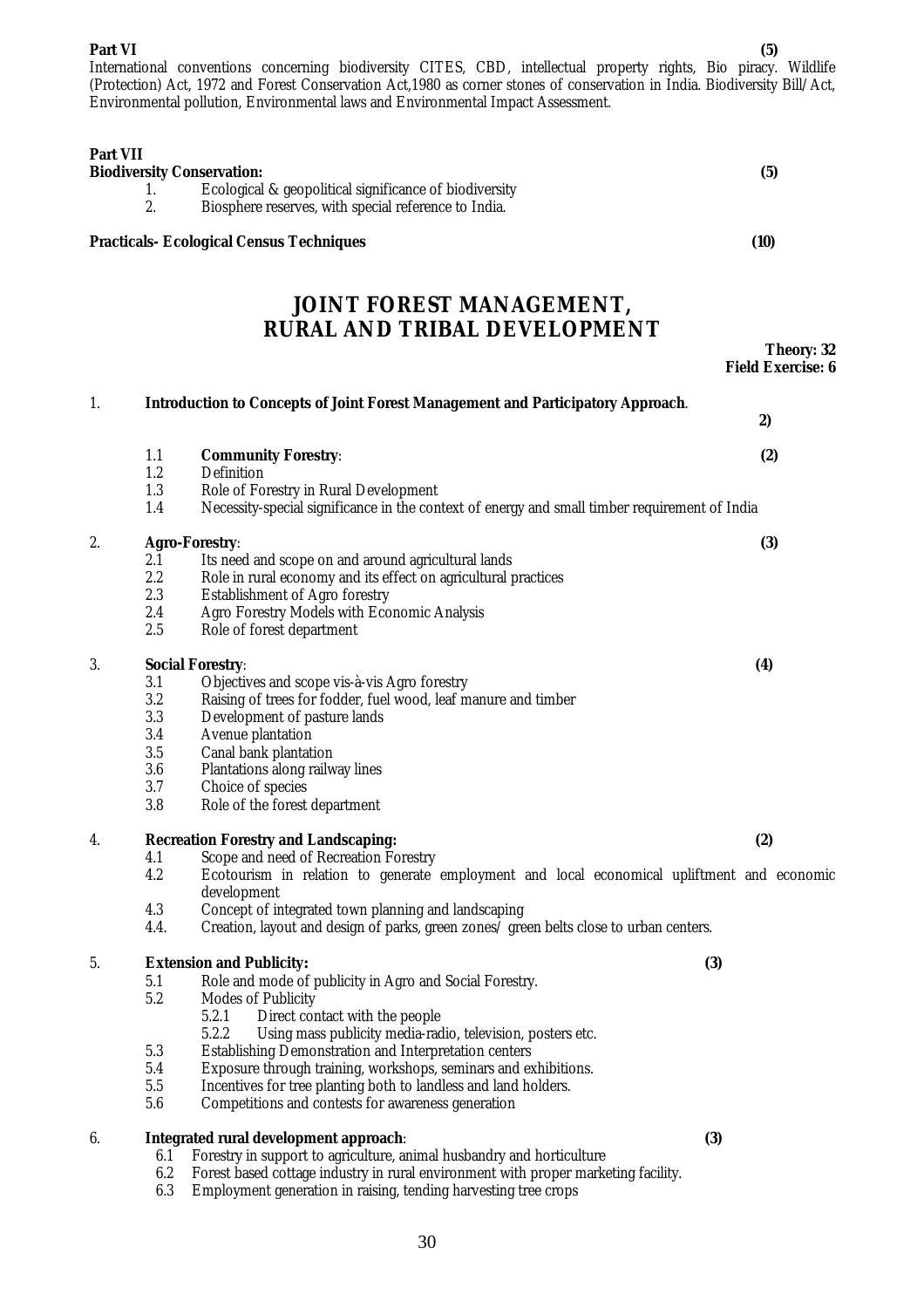**Part VI** **(5)**

International conventions concerning biodiversity CITES, CBD, intellectual property rights, Bio piracy. Wildlife (Protection) Act, 1972 and Forest Conservation Act,1980 as corner stones of conservation in India. Biodiversity Bill/Act, Environmental pollution, Environmental laws and Environmental Impact Assessment.

**Part VII**

**Biodiversity Conservation:** **(5)**

1. Ecological & geopolitical significance of biodiversity
2. Biosphere reserves, with special reference to India.

**Practicals- Ecological Census Techniques** **(10)**

# JOINT FOREST MANAGEMENT, RURAL AND TRIBAL DEVELOPMENT

**Theory: 32**
**Field Exercise: 6**

1. **Introduction to Concepts of Joint Forest Management and Participatory Approach**. **2)**

   1.1 **Community Forestry**: **(2)**
   1.2 Definition
   1.3 Role of Forestry in Rural Development
   1.4 Necessity-special significance in the context of energy and small timber requirement of India

2. **Agro-Forestry**: **(3)**

   2.1 Its need and scope on and around agricultural lands
   2.2 Role in rural economy and its effect on agricultural practices
   2.3 Establishment of Agro forestry
   2.4 Agro Forestry Models with Economic Analysis
   2.5 Role of forest department

3. **Social Forestry**: **(4)**

   3.1 Objectives and scope vis-à-vis Agro forestry
   3.2 Raising of trees for fodder, fuel wood, leaf manure and timber
   3.3 Development of pasture lands
   3.4 Avenue plantation
   3.5 Canal bank plantation
   3.6 Plantations along railway lines
   3.7 Choice of species
   3.8 Role of the forest department

4. **Recreation Forestry and Landscaping:** **(2)**

   4.1 Scope and need of Recreation Forestry
   4.2 Ecotourism in relation to generate employment and local economical upliftment and economic development
   4.3 Concept of integrated town planning and landscaping
   4.4. Creation, layout and design of parks, green zones/ green belts close to urban centers.

5. **Extension and Publicity:** **(3)**

   5.1 Role and mode of publicity in Agro and Social Forestry.
   5.2 Modes of Publicity
      5.2.1 Direct contact with the people
      5.2.2 Using mass publicity media-radio, television, posters etc.
   5.3 Establishing Demonstration and Interpretation centers
   5.4 Exposure through training, workshops, seminars and exhibitions.
   5.5 Incentives for tree planting both to landless and land holders.
   5.6 Competitions and contests for awareness generation

6. **Integrated rural development approach**: **(3)**

   6.1 Forestry in support to agriculture, animal husbandry and horticulture
   6.2 Forest based cottage industry in rural environment with proper marketing facility.
   6.3 Employment generation in raising, tending harvesting tree crops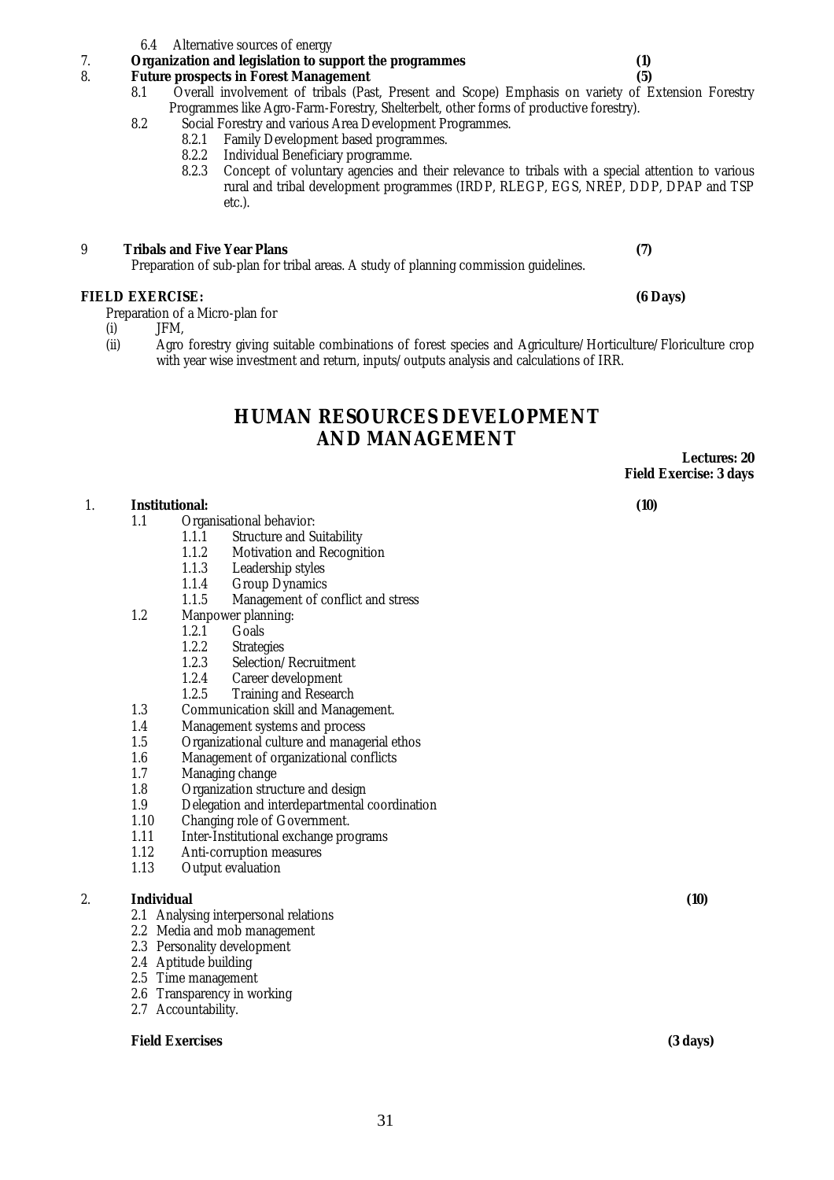6.4 Alternative sources of energy

7. **Organization and legislation to support the programmes** **(1)**

8. **Future prospects in Forest Management** **(5)**
   - 8.1 Overall involvement of tribals (Past, Present and Scope) Emphasis on variety of Extension Forestry Programmes like Agro-Farm-Forestry, Shelterbelt, other forms of productive forestry).
   - 8.2 Social Forestry and various Area Development Programmes.
     - 8.2.1 Family Development based programmes.
     - 8.2.2 Individual Beneficiary programme.
     - 8.2.3 Concept of voluntary agencies and their relevance to tribals with a special attention to various rural and tribal development programmes (IRDP, RLEGP, EGS, NREP, DDP, DPAP and TSP etc.).

9 **Tribals and Five Year Plans** **(7)**

Preparation of sub-plan for tribal areas. A study of planning commission guidelines.

**FIELD EXERCISE:** **(6 Days)**

Preparation of a Micro-plan for
- (i) JFM,
- (ii) Agro forestry giving suitable combinations of forest species and Agriculture/Horticulture/Floriculture crop with year wise investment and return, inputs/outputs analysis and calculations of IRR.

# HUMAN RESOURCES DEVELOPMENT AND MANAGEMENT

**Lectures: 20**
**Field Exercise: 3 days**

1. **Institutional:** **(10)**
   - 1.1 Organisational behavior:
     - 1.1.1 Structure and Suitability
     - 1.1.2 Motivation and Recognition
     - 1.1.3 Leadership styles
     - 1.1.4 Group Dynamics
     - 1.1.5 Management of conflict and stress
   - 1.2 Manpower planning:
     - 1.2.1 Goals
     - 1.2.2 Strategies
     - 1.2.3 Selection/Recruitment
     - 1.2.4 Career development
     - 1.2.5 Training and Research
   - 1.3 Communication skill and Management.
   - 1.4 Management systems and process
   - 1.5 Organizational culture and managerial ethos
   - 1.6 Management of organizational conflicts
   - 1.7 Managing change
   - 1.8 Organization structure and design
   - 1.9 Delegation and interdepartmental coordination
   - 1.10 Changing role of Government.
   - 1.11 Inter-Institutional exchange programs
   - 1.12 Anti-corruption measures
   - 1.13 Output evaluation

2. **Individual** **(10)**
   - 2.1 Analysing interpersonal relations
   - 2.2 Media and mob management
   - 2.3 Personality development
   - 2.4 Aptitude building
   - 2.5 Time management
   - 2.6 Transparency in working
   - 2.7 Accountability.

**Field Exercises** **(3 days)**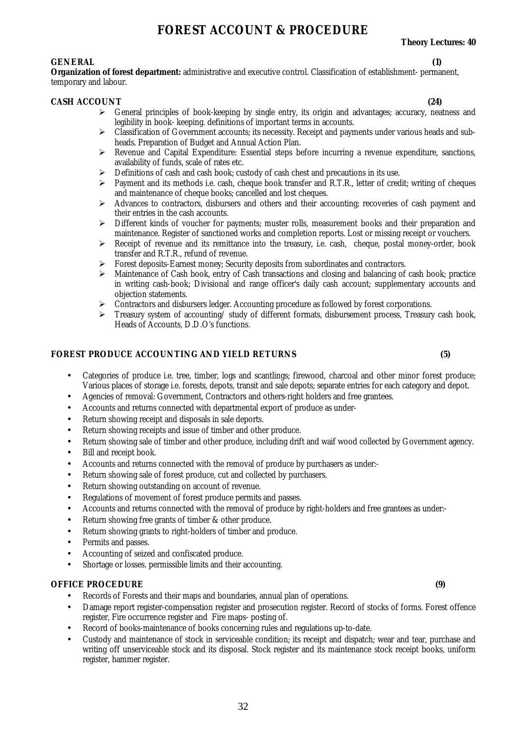# FOREST ACCOUNT & PROCEDURE

**Theory Lectures: 40**

**GENERAL** **(1)**

**Organization of forest department:** administrative and executive control. Classification of establishment- permanent, temporary and labour.

**CASH ACCOUNT** **(24)**

- General principles of book-keeping by single entry, its origin and advantages; accuracy, neatness and legibility in book- keeping. definitions of important terms in accounts.
- Classification of Government accounts; its necessity. Receipt and payments under various heads and sub-heads. Preparation of Budget and Annual Action Plan.
- Revenue and Capital Expenditure: Essential steps before incurring a revenue expenditure, sanctions, availability of funds, scale of rates etc.
- Definitions of cash and cash book; custody of cash chest and precautions in its use.
- Payment and its methods i.e. cash, cheque book transfer and R.T.R., letter of credit; writing of cheques and maintenance of cheque books; cancelled and lost cheques.
- Advances to contractors, disbursers and others and their accounting; recoveries of cash payment and their entries in the cash accounts.
- Different kinds of voucher for payments; muster rolls, measurement books and their preparation and maintenance. Register of sanctioned works and completion reports. Lost or missing receipt or vouchers.
- Receipt of revenue and its remittance into the treasury, i.e. cash, cheque, postal money-order, book transfer and R.T.R., refund of revenue.
- Forest deposits-Earnest money; Security deposits from subordinates and contractors.
- Maintenance of Cash book, entry of Cash transactions and closing and balancing of cash book; practice in writing cash-book; Divisional and range officer's daily cash account; supplementary accounts and objection statements.
- Contractors and disbursers ledger. Accounting procedure as followed by forest corporations.
- Treasury system of accounting/ study of different formats, disbursement process, Treasury cash book, Heads of Accounts, D.D.O's functions.

**FOREST PRODUCE ACCOUNTING AND YIELD RETURNS** **(5)**

- Categories of produce i.e. tree, timber, logs and scantlings; firewood, charcoal and other minor forest produce; Various places of storage i.e. forests, depots, transit and sale depots; separate entries for each category and depot.
- Agencies of removal: Government, Contractors and others-right holders and free grantees.
- Accounts and returns connected with departmental export of produce as under-
- Return showing receipt and disposals in sale deports.
- Return showing receipts and issue of timber and other produce.
- Return showing sale of timber and other produce, including drift and waif wood collected by Government agency.
- Bill and receipt book.
- Accounts and returns connected with the removal of produce by purchasers as under:-
- Return showing sale of forest produce, cut and collected by purchasers.
- Return showing outstanding on account of revenue.
- Regulations of movement of forest produce permits and passes.
- Accounts and returns connected with the removal of produce by right-holders and free grantees as under:-
- Return showing free grants of timber & other produce.
- Return showing grants to right-holders of timber and produce.
- Permits and passes.
- Accounting of seized and confiscated produce.
- Shortage or losses. permissible limits and their accounting.

**OFFICE PROCEDURE** **(9)**

- Records of Forests and their maps and boundaries, annual plan of operations.
- Damage report register-compensation register and prosecution register. Record of stocks of forms. Forest offence register, Fire occurrence register and Fire maps- posting of.
- Record of books-maintenance of books concerning rules and regulations up-to-date.
- Custody and maintenance of stock in serviceable condition; its receipt and dispatch; wear and tear, purchase and writing off unserviceable stock and its disposal. Stock register and its maintenance stock receipt books, uniform register, hammer register.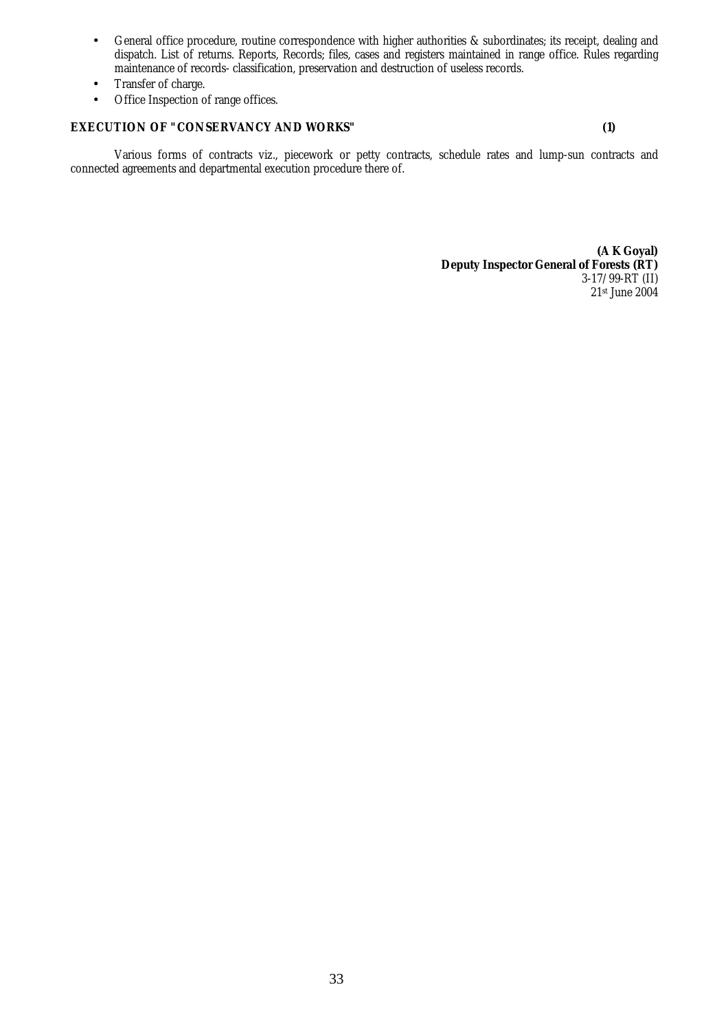- General office procedure, routine correspondence with higher authorities & subordinates; its receipt, dealing and dispatch. List of returns. Reports, Records; files, cases and registers maintained in range office. Rules regarding maintenance of records- classification, preservation and destruction of useless records.
- Transfer of charge.
- Office Inspection of range offices.

**EXECUTION OF "CONSERVANCY AND WORKS" (1)**

Various forms of contracts viz., piecework or petty contracts, schedule rates and lump-sun contracts and connected agreements and departmental execution procedure there of.

**(A K Goyal)**
**Deputy Inspector General of Forests (RT)**
3-17/99-RT (II)
21st June 2004